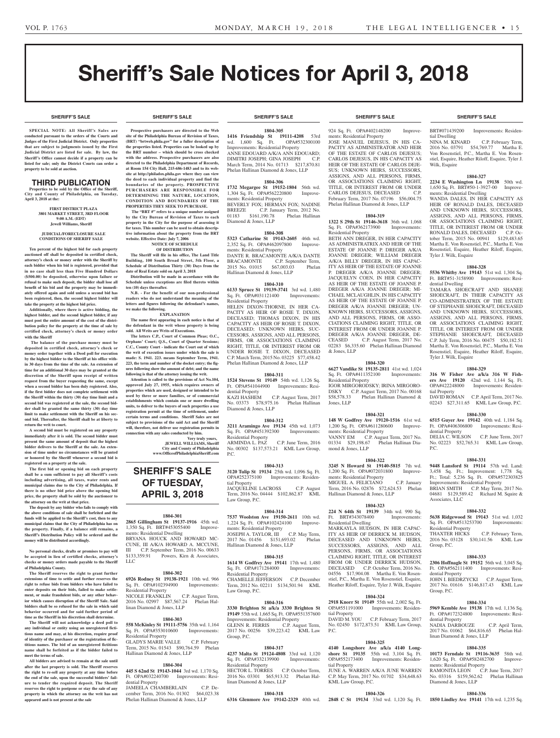# Sheriff's Sale Notices for April 3, 2018

## SHERIFF'S SALE

**SPECIAL NOTE: All Sheriff's Sales are conducted pursuant to the orders of the Courts and Judges of the First Judicial District. Only properties that are subject to judgments issued by the First Judicial District are listed for sale. By law, the Sheriff's Office cannot decide if a property can be listed for sale; only the District Courts can order a property to be sold at auction.**

## THIRD PUBLICATION

**Properties to be sold by the Office of the Sheriff, City and County of Philadelphia, on Tuesday, April 3, 2018 at the:**

**FIRST DISTRICT PLAZA**
**3801 MARKET STREET, 3RD FLOOR**
**9:00 A.M. (EDT)**
**Jewell Williams, Sheriff**

**JUDICIAL/FORECLOSURE SALE CONDITIONS OF SHERIFF SALE**

**Ten percent of the highest bid for each property auctioned off shall be deposited in certified check, attorney's check or money order with the Sheriff by each bidder when his bid is registered, provided that in no case shall less than Five Hundred Dollars ($500.00) be deposited, otherwise upon failure or refusal to make such deposit, the bidder shall lose all benefit of his bid and the property may be immediately offered again and sold unless a second bid has been registered, then, the second highest bidder will take the property at the highest bid price.**

**Additionally, where there is active bidding, the highest bidder, and the second highest bidder, if any must post the entire amount of the cost of the distribution policy for the property at the time of sale by certified check, attorney's check or money order with the Sheriff**

**The balance of the purchase money must be deposited in certified check, attorney's check or money order together with a Deed poll for execution by the highest bidder to the Sheriff at his office within 30 days from the time of the sale. An extension of time for an additional 30 days may be granted at the discretion of the Sheriff upon receipt of written request from the buyer requesting the same, except when a second bidder has been duly registered. Also, if the first bidder does not complete settlement with the Sheriff within the thirty (30) day time limit and a second bid was registered at the sale, the second bidder shall be granted the same thirty (30) day time limit to make settlement with the Sheriff on his second bid. Thereafter, the Sheriff shall be at liberty to return the writ to court.**

**A second bid must be registered on any property immediately after it is sold. The second bidder must present the same amount of deposit that the highest bidder delivers to the Sheriff at the sale. An extension of time under no circumstances will be granted or honored by the Sheriff whenever a second bid is registered on a property at the sale.**

**The first bid or opening bid on each property shall be a sum sufficient to pay all Sheriff's costs including advertising, all taxes, water rents and municipal claims due to the City of Philadelphia. If there is no other bid price above the opening bid price, the property shall be sold by the auctioneer to the attorney on the writ at that price.**

**The deposit by any bidder who fails to comply with the above conditions of sale shall be forfeited and the funds will be applied to the Sheriff's cost, then to any municipal claims that the City of Philadelphia has on the property. Finally, if a balance still remains, a Sheriff's Distribution Policy will be ordered and the money will be distributed accordingly.**

**No personal checks, drafts or promises to pay will be accepted in lieu of certified checks, attorney's checks or money orders made payable to the Sheriff of Philadelphia County.**

**The Sheriff reserves the right to grant further extensions of time to settle and further reserves the right to refuse bids from bidders who have failed to enter deposits on their bids, failed to make settlement, or make fraudulent bids, or any other behavior which causes disruption of the Sheriff Sale. Said bidders shall be so refused for the sale in which said behavior occurred and for said further period of time as the Sheriff in his discretion shall determine.**

**The Sheriff will not acknowledge a deed poll to any individual or entity using an unregistered fictitious name and may, at his discretion, require proof of identity of the purchaser or the registration of fictitious names. The bid of an unregistered fictitious name shall be forfeited as if the bidder failed to meet the terms of sale.**

**All bidders are advised to remain at the sale until after the last property is sold. The Sheriff reserves the right to re-sell any property at any time before the end of the sale, upon the successful bidders' failure to tender the required deposit. The Sheriff reserves the right to postpone or stay the sale of any property in which the attorney on the writ has not appeared and is not present at the sale**

**Prospective purchasers are directed to the Web site of the Philadelphia Bureau of Revision of Taxes, (BRT) "brtweb.phila.gov" for a fuller description of the properties listed. Properties can be looked up by the BRT number – which should be cross checked with the address. Prospective purchasers are also directed to the Philadelphia Department of Records, at Room 154 City Hall, 215-686-1483 and to its website at http://philadox.phila.gov where they can view the deed to each individual property and find the boundaries of the property. PROSPECTIVE PURCHASERS ARE RESPONSIBLE FOR DETERMINING THE NATURE, LOCATION, CONDITION AND BOUNDARIES OF THE PROPERTIES THEY SEEK TO PURCHASE.**

**The "BRT #" refers to a unique number assigned by the City Bureau of Revision of Taxes to each property in the City for the purpose of assessing it for taxes. This number can be used to obtain descriptive information about the property from the BRT website. Effective Date: July 7, 2006**

**NOTICE OF SCHEDULE OF DISTRIBUTION**

**The Sheriff will file in his office, The Land Title Building, 100 South Broad Street, 5th Floor, a Schedule of Distribution Thirty (30) Days from the date of Real Estate sold on April 3, 2018**

**Distribution will be made in accordance with the Schedule unless exceptions are filed thereto within ten (10) days thereafter.**

**N.B. - For the benefit of our non-professional readers who do not understand the meaning of the letters and figures following the defendant's names, we make the following.**

**EXPLANATION**

**The name first appearing in each notice is that of the defendant in the writ whose property is being sold. All Writs are Writs of Executions.**

**The letters C.P., Court of Common Pleas; O.C., Orphans' Court; Q.S., Court of Quarter Sessions; C.C., County Court - indicate the Court out of which the writ of execution issues under which the sale is made: S. 1941. 223. means September Term, 1941. 223, the term and number of the docket entry; the figures following show the amount of debt; and the name following is that of the attorney issuing the writ.**

**Attention is called to the provisions of Act No.104, approved July 27, 1955, which requires owners of properties which are used, designed or intended to be used by three or more families, or of commercial establishments which contain one or more dwelling units, to deliver to the buyers of such properties a use registration permit at the time of settlement, under certain terms and conditions. Sheriff Sales are not subject to provisions of the said Act and the Sheriff will, therefore, not deliver use registration permits in connection with any sales conducted by him.**

**Very truly yours,**
**JEWELL WILLIAMS, Sheriff**
**City and County of Philadelphia**
**www.OfficeofPhiladelphiaSheriff.com**

## SHERIFF'S SALE OF TUESDAY, APRIL 3, 2018

**1804-301**
**2865 Gillingham St 19137-1916** 45th wd. 1,350 Sq. Ft. BRT#453055400 Improvements: Residential Dwelling
BRYANA HOUCK AND HOWARD MCCUNE, III A/K/A HOWARD A. MCCUNE, III C.P. September Term, 2016 No. 00633 $133,359.91 Powers, Kirn & Associates, LLC

**1804-302**
**6926 Rodney St 19138-1921** 10th wd. 966 Sq. Ft. OPA#102394900 Improvements: Residential Property
NICOLE FRANKLIN C.P. August Term, 2016 No. 02997 $87,567.24 Phelan Hallinan Diamond & Jones, LLP

**1804-303**
**558 McKinley St 19111-5756** 35th wd. 1,164 Sq. Ft. OPA#353010600 Improvements: Residential Property
GLADYS MARIE VALLE C.P. February Term, 2015 No. 01543 $90,764.59 Phelan Hallinan Diamond & Jones, LLP

**1804-304**
**445 S 62nd St 19143-1044** 3rd wd. 1,170 Sq. Ft. OPA#032240700 Improvements: Residential Property
JAMEELA CHAMBERLAIN C.P. December Term, 2016 No. 01302 $64,023.38 Phelan Hallinan Diamond & Jones, LLP

**1804-305**
**1416 Friendship St 19111-4208** 53rd wd. 1,600 Sq. Ft. OPA#532300100 Improvements: Residential Property
ANNE EDOUARD A/K/A ANN EDOUARD; DIMITRI JOSEPH; GINA JOSEPH C.P. March Term, 2014 No. 01713 $217,870.81 Phelan Hallinan Diamond & Jones, LLP

**1804-306**
**1732 Megargee St 19152-1804** 56th wd. 1,304 Sq. Ft. OPA#562220800 Improvements: Residential Property
BEVERLY FOX; HERMAN FOX; NADINE BREEZE C.P. January Term, 2012 No. 01183 $161,190.78 Phelan Hallinan Diamond & Jones, LLP

**1804-308**
**5323 Catharine St 19143-2605** 46th wd. 2,352 Sq. Ft. OPA#462097800 Improvements: Residential Property
DANTE R. BRACAMONTE A/K/A DANTE BRACAMONTE C.P. September Term, 2015 No. 01015 $67,003.03 Phelan Hallinan Diamond & Jones, LLP

**1804-310**
**6133 Spruce St 19139-3741** 3rd wd. 1,480 Sq. Ft. OPA#031121400 Improvements: Residential Property
HELEN DIXON-THORNE, IN HER CAPACITY AS HEIR OF ROSIE T. DIXON, DECEASED; THOMAS DIXON, IN HIS CAPACITY AS HEIR OF ROSIE T. DIXON, DECEASED; UNKNOWN HEIRS, SUCCESSORS, ASSIGNS, AND ALL PERSONS, FIRMS, OR ASSOCIATIONS CLAIMING RIGHT, TITLE, OR INTEREST FROM OR UNDER ROSIE T. DIXON, DECEASED C.P. March Term, 2015 No. 03225 $77,458.42 Phelan Hallinan Diamond & Jones, LLP

**1804-311**
**1524 Stevens St 19149** 54th wd. 1,126 Sq. Ft. OPA#541044900 Improvements: Residential Property
KAZI HASHEM C.P. August Term, 2017 No. 03373 $78,975.16 Phelan Hallinan Diamond & Jones, LLP

**1804-312**
**3211 Aramingo Ave 19134** 45th wd. 1,073 Sq. Ft. OPA#451392300 Improvements: Residential Property
ARMINDA L. PAZ C.P. June Term, 2016 No. 00302 $137,573.21 KML Law Group, P.C.

**1804-313**
**3120 Tulip St 19134** 25th wd. 1,096 Sq. Ft. OPA#252375100 Improvements: Residential Property
JACQUELINE LACROSS C.P. August Term, 2016 No. 04444 $102,862.87 KML Law Group, P.C.

**1804-314**
**7537 Woolston Ave 19150-2611** 10th wd. 1,224 Sq. Ft. OPA#102424100 Improvements: Residential Property
JOSEPH A. TAYLOR, III C.P. May Term, 2017 No. 01456 $151,693.02 Phelan Hallinan Diamond & Jones, LLP

**1804-315**
**1614 W Godfrey Ave 19141** 17th wd. 1,480 Sq. Ft. OPA#171284000 Improvements: Residential Property
CHAMELLE JEFFERSON C.P. December Term, 2012 No. 02211 $134,501.94 KML Law Group, P.C.

**1804-316**
**3330 Brighton St a/k/a 3330 Brighten St 19149** 55th wd. 1,665 Sq. Ft. OPA#551357600 Improvements: Residential Property
GLENN R. FERRIS C.P. August Term, 2017 No. 00256 $39,223.42 KML Law Group, P.C.

**1804-317**
**4237 Malta St 19124-4808** 33rd wd. 1,120 Sq. Ft. OPA#332139900 Improvements: Residential Property
HECTOR L. TORRES C.P. October Term, 2016 No. 03301 $65,913.32 Phelan Hallinan Diamond & Jones, LLP

**1804-318**
**6316 Glenmore Ave 19142-2329** 40th wd. 924 Sq. Ft. OPA#402148200 Improvements: Residential Property
JOSE MANUEL DEJESUS, IN HIS CAPACITY AS ADMINISTRATOR AND HEIR OF THE ESTATE OF CARLOS DEJESUS; CARLOS DEJESUS, IN HIS CAPACITY AS HEIR OF THE ESTATE OF CARLOS DEJESUS; UNKNOWN HEIRS, SUCCESSORS, ASSIGNS, AND ALL PERSONS, FIRMS, OR ASSOCIATIONS CLAIMING RIGHT, TITLE, OR INTEREST FROM OR UNDER CARLOS DEJESUS, DECEASED C.P. February Term, 2017 No. 07196 $56,004.75 Phelan Hallinan Diamond & Jones, LLP

**1804-319**
**1322 S 29th St 19146-3618** 36th wd. 1,068 Sq. Ft. OPA#362173900 Improvements: Residential Property
BETH ANN DREGER, IN HER CAPACITY AS ADMINISTRATRIX AND HEIR OF THE ESTATE OF JOANNE P. DREGER A/K/A JOANNE DREGER; WILLIAM DREGER A/K/A BILLY DREGER, IN HIS CAPACITY AS HEIR OF THE ESTATE OF JOANNE P. DREGER A/K/A JOANNE DREGER; JACQUELYN COEN, IN HER CAPACITY AS HEIR OF THE ESTATE OF JOANNE P. DREGER A/K/A JOANNE DREGER; MICHAEL MCLAUGHLIN, IN HIS CAPACITY AS HEIR OF THE ESTATE OF JOANNE P. DREGER A/K/A JOANNE DREGER; UNKNOWN HEIRS, SUCCESSORS, ASSIGNS, AND ALL PERSONS, FIRMS, OR ASSOCIATIONS CLAIMING RIGHT, TITLE, OR INTEREST FROM OR UNDER JOANNE P. DREGER A/K/A JOANNE DREGER, DECEASED C.P. August Term, 2017 No. 02283 $6,335.60 Phelan Hallinan Diamond & Jones, LLP

**1804-320**
**6627 Vandike St 19135-2811** 41st wd. 1,024 Sq. Ft. OPA#411352100 Improvements: Residential Property
IGOR MIRGORODSKY; IRINA MIRGORODSKY C.P. August Term, 2017 No. 00168 $58,578.33 Phelan Hallinan Diamond & Jones, LLP

**1804-321**
**148 W Godfrey Ave 19120-1516** 61st wd. 1,200 Sq. Ft. OPA#611280600 Improvements: Residential Property
VANNY EM C.P. August Term, 2017 No. 01334 $29,198.67 Phelan Hallinan Diamond & Jones, LLP

**1804-322**
**3245 N Howard St 19140-5815** 7th wd. 1,200 Sq. Ft. OPA#072031800 Improvements: Residential Property
MIGUEL A. FELICIANO C.P. January Term, 2016 No. 02876 $72,624.53 Phelan Hallinan Diamond & Jones, LLP

**1804-323**
**224 N 64th St 19139** 34th wd. 990 Sq. Ft. BRT#343078400 Improvements: Residential Dwelling
MARKAYLA HUDSON, IN HER CAPACITY AS HEIR OF DERRICK M. HUDSON, DECEASED AND UNKNOWN HEIRS, SUCCESSORS, ASSIGNS, AND ALL PERSONS, FIRMS, OR ASSOCIATIONS CLAIMING RIGHT, TITLE, OR INTEREST FROM OR UNDER DERRICK HUDSON, DECEASED C.P. October Term, 2016 No. 04556 $17,904.08 Martha E. Von Rosenstiel, P.C., Martha E. Von Rosenstiel, Esquire, Heather Riloff, Esquire, Tyler J. Wilk, Esquire

**1804-324**
**2918 Knorr St 19149** 55th wd. 2,002 Sq. Ft. OPA#551191000 Improvements: Residential Property
DAVID M. YOU C.P. February Term, 2017 No. 02450 $172,873.51 KML Law Group, P.C.

**1804-325**
**4140 Longshore Ave a/k/a 4140 Longshore St 19135** 55th wd. 3,104 Sq. Ft. OPA#552173400 Improvements: Residential Property
JUNE A. WARREN A/K/A JUNE WARREN C.P. May Term, 2017 No. 01702 $34,648.63 KML Law Group, P.C.

**1804-326**
**2848 C St 19134** 33rd wd. 1,120 Sq. Ft. BRT#071439200 Improvements: Residential Dwelling
NINA M. KINARD C.P. February Term, 2016 No. 03791 $54,769.77 Martha E. Von Rosenstiel, P.C., Martha E. Von Rosenstiel, Esquire, Heather Riloff, Esquire, Tyler J. Wilk, Esquire

**1804-327**
**2234 E Washington Ln 19138** 50th wd. 1,650 Sq. Ft. BRT#50-1-3927-00 Improvements: Residential Dwelling
WANDA DALES, IN HER CAPACITY AS HEIR OF RONALD DALES, DECEASED AND UNKNOWN HEIRS, SUCCESSORS, ASSIGNS, AND ALL PERSONS, FIRMS, OR ASSOCIATIONS CLAIMING RIGHT, TITLE, OR INTEREST FROM OR UNDER RONALD DALES, DECEASED C.P. October Term, 2015 No. 00941 $129,483.65 Martha E. Von Rosenstiel, P.C., Martha E. Von Rosenstiel, Esquire, Heather Riloff, Esquire, Tyler J. Wilk, Esquire

**1804-328**
**5536 Whitby Ave 19143** 51st wd. 1,304 Sq. Ft. BRT#51-3158900 Improvements: Residential Dwelling
TAMARA SHOECRAFT AND SHANEE SHOECRAFT, IN THEIR CAPACITY AS CO-ADMINISTRATRIX OF THE ESTATE OF STEPHANIE SHOECRAFT, DECEASED AND UNKNOWN HEIRS, SUCCESSORS, ASSIGNS, AND ALL PERSONS, FIRMS, OR ASSOCIATIONS CLAIMING RIGHT, TITLE, OR INTEREST FROM OR UNDER STEPHANIE SHOECRAFT, DECEASED C.P. July Term, 2016 No. 00475 $50,182.51 Martha E. Von Rosenstiel, P.C., Martha E. Von Rosenstiel, Esquire, Heather Riloff, Esquire, Tyler J. Wilk, Esquire

**1804-329**
**316 W Fisher Ave a/k/a 316 W Fishers Ave 19120** 42nd wd. 1,144 Sq. Ft. OPA#422248000 Improvements: Residential Property
DAVID ROMAN C.P. April Term, 2017 No. 02243 $27,311.65 KML Law Group, P.C.

**1804-330**
**6515 Guyer Ave 19142** 40th wd. 1,184 Sq. Ft. OPA#406306800 Improvements: Residential Property
DELIA C. WILSON C.P. June Term, 2017 No. 02223 $52,765.31 KML Law Group, P.C.

**1804-331**
**9448 Lansford St 19114** 57th wd. Land: 3,458 Sq. Ft.; Improvement: 1,778 Sq. Ft.; Total: 5,236 Sq. Ft. OPA#572303825 Improvements: Residential Property
BRIAN SMITH C.P. May Term, 2017 No. 04681 $129,589.42 Richard M. Squire & Associates, LLC

**1804-332**
**5638 Ridgewood St 19143** 51st wd. 1,032 Sq. Ft. OPA#513253700 Improvements: Residential Property
THAXTER HICKS C.P. February Term, 2016 No. 03128 $30,141.56 KML Law Group, P.C.

**1804-333**
**2306 Hoffnagle St 19152** 56th wd. 3,045 Sq. Ft. OPA#562111400 Improvements: Residential Property
JOHN I. BIEDRZYCKI C.P. August Term, 2017 No. 01616 $146,817.43 KML Law Group, P.C.

**1804-334**
**5969 Kemble Ave 19138** 17th wd. 1,136 Sq. Ft. OPA#172324800 Improvements: Residential Property
NADIA DARBOUZE C.P. April Term, 2017 No. 01062 $64,816.65 Phelan Hallinan Diamond & Jones, LLP

**1804-335**
**10173 Ferndale St 19116-3635** 58th wd. 1,620 Sq. Ft. OPA#582482700 Improvements: Residential Property
RAMONITA LEON C.P. June Term, 2017 No. 03316 $159,562.62 Phelan Hallinan Diamond & Jones, LLP

**1804-336**
**1850 Lindley Ave 19141** 17th wd. 1,235 Sq.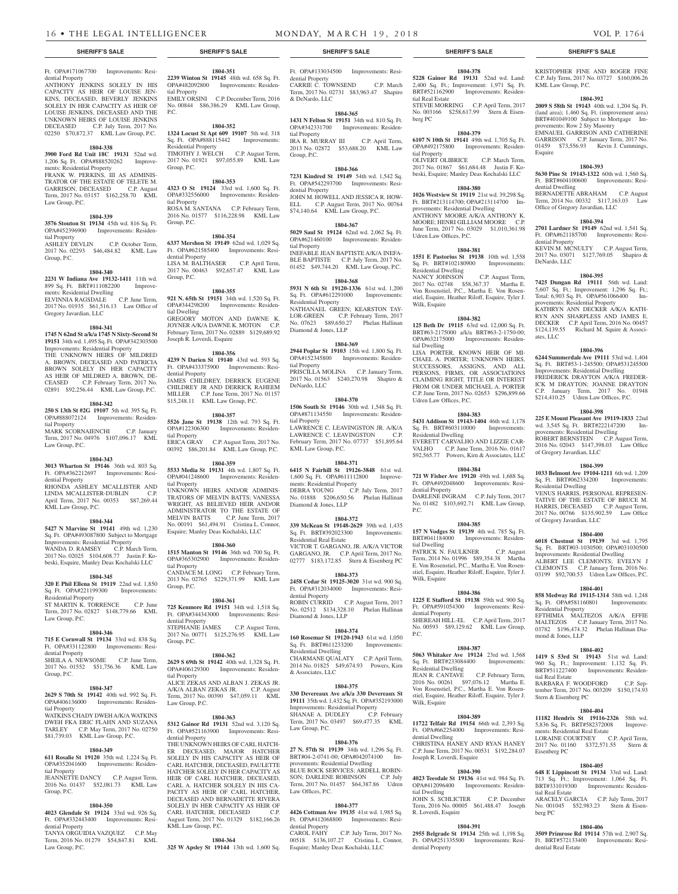Ft. OPA#171067700 Improvements: Residential Property
ANTHONY JENKINS SOLELY IN HIS CAPACITY AS HEIR OF LOUISE JENKINS, DECEASED, BEVERLY JENKINS SOLELY IN HER CAPACITY AS HEIR OF LOUISE JENKINS, DECEASED AND THE UNKNOWN HEIRS OF LOUISE JENKINS DECEASED C.P. July Term, 2017 No. 02250 $70,872.37 KML Law Group, P.C.

**1804-338**
**3900 Ford Rd Unit 18C 19131** 52nd wd. 1,206 Sq. Ft. OPA#888520262 Improvements: Residential Property
FRANK W. PERKINS, III AS ADMINISTRATOR OF THE ESTATE OF TELETE M. GARRISON, DECEASED C.P. August Term, 2017 No. 03157 $162,258.70 KML Law Group, P.C.

**1804-339**
**3576 Stouton St 19134** 45th wd. 816 Sq. Ft. OPA#452396900 Improvements: Residential Property
ASHLEY DEVLIN C.P. October Term, 2017 No. 02293 $46,484.82 KML Law Group, P.C.

**1804-340**
**2231 W Indiana Ave 19132-1411** 11th wd. 899 Sq. Ft. BRT#111082200 Improvements: Residential Dwelling
ELVINNIA RAGSDALE C.P. June Term, 2017 No. 01935 $61,516.13 Law Office of Gregory Javardian, LLC

**1804-341**
**1745 N 62nd St a/k/a 1745 N Sixty-Second St 19151** 34th wd. 1,495 Sq. Ft. OPA#342303500 Improvements: Residential Property
THE UNKNOWN HEIRS OF MILDRED A. BROWN, DECEASED AND PATRICIA BROWN SOLELY IN HER CAPACITY AS HEIR OF MILDRED A. BROWN, DECEASED C.P. February Term, 2017 No. 02891 $92,256.44 KML Law Group, P.C.

**1804-342**
**250 S 13th St #2G 19107** 5th wd. 395 Sq. Ft. OPA#888072124 Improvements: Residential Property
MARK SCORNAIENCHI C.P. January Term, 2017 No. 04976 $107,096.17 KML Law Group, P.C.

**1804-343**
**3013 Wharton St 19146** 36th wd. 803 Sq. Ft. OPA#362212697 Improvements: Residential Property
RHONDA ASHLEY MCALLISTER AND LINDA MCALLISTER-DUBLIN C.P. April Term, 2017 No. 00353 $87,269.44 KML Law Group, P.C.

**1804-344**
**5427 N Marvine St 19141** 49th wd. 1,230 Sq. Ft. OPA#493087800 Subject to Mortgage Improvements: Residential Property
WANDA D. RAMSEY C.P. March Term, 2017 No. 02025 $104,608.77 Justin F. Kobeski, Esquire, Manley Deas Kochalski LLC

**1804-345**
**320 E Phil Ellena St 19119** 22nd wd. 1,850 Sq. Ft. OPA#221199300 Improvements: Residential Property
ST MARTIN K. TORRENCE C.P. June Term, 2017 No. 02827 $148,779.66 KML Law Group, P.C.

**1804-346**
**715 E Cornwall St 19134** 33rd wd. 838 Sq. Ft. OPA#331122800 Improvements: Residential Property
SHEILA A. NEWSOME C.P. June Term, 2017 No. 01552 $51,756.36 KML Law Group, P.C.

**1804-347**
**2629 S 70th St 19142** 40th wd. 992 Sq. Ft. OPA#406136000 Improvements: Residential Property
WATKINS CHADY DWEH A/K/A WATKINS DWEH FKA ERIC FLAHN AND SUZANA TARLEY C.P. May Term, 2017 No. 02750 $81,739.03 KML Law Group, P.C.

**1804-349**
**611 Rosalie St 19120** 35th wd. 1,224 Sq. Ft. OPA#352041600 Improvements: Residential Property
JEANNETTE DANCY C.P. August Term, 2016 No. 01437 $52,081.73 KML Law Group, P.C.

**1804-350**
**4023 Glendale St 19124** 33rd wd. 926 Sq. Ft. OPA#332443400 Improvements: Residential Property
TANYA ORGUIDIA VAZQUEZ C.P. May Term, 2016 No. 01279 $54,847.81 KML Law Group, P.C.

**1804-351**
**2239 Winton St 19145** 48th wd. 658 Sq. Ft. OPA#482092800 Improvements: Residential Property
EMILY ORSINI C.P. December Term, 2016 No. 00844 $86,386.29 KML Law Group, P.C.

**1804-352**
**1324 Locust St Apt 609 19107** 5th wd. 318 Sq. Ft. OPA#888115442 Improvements: Residential Property
TIMOTHY J. WELCH C.P. August Term, 2017 No. 01921 $97,055.89 KML Law Group, P.C.

**1804-353**
**4323 O St 19124** 33rd wd. 1,600 Sq. Ft. OPA#332556000 Improvements: Residential Property
ROSA M. SANTANA C.P. February Term, 2016 No. 01577 $116,228.98 KML Law Group, P.C.

**1804-354**
**6337 Mershon St 19149** 62nd wd. 1,029 Sq. Ft. OPA#621585400 Improvements: Residential Property
LISA M. BALTHASER C.P. April Term, 2017 No. 00463 $92,657.47 KML Law Group, P.C.

**1804-355**
**921 N. 65th St 19151** 34th wd. 1,520 Sq. Ft. OPA#344298200 Improvements: Residential Dwelling
GREGORY MOTON AND DAWNE K. JOYNER A/K/A DAWNE K. MOTON C.P. February Term, 2017 No. 02889 $129,689.92 Joseph R. Loverdi, Esquire

**1804-356**
**4239 N Darien St 19140** 43rd wd. 593 Sq. Ft. OPA#433375900 Improvements: Residential Property
JAMES CHILDREY, DERRICK EUGENE CHILDREY JR AND DERRICK RAHEEM MILLER C.P. June Term, 2017 No. 01157 $15,248.11 KML Law Group, P.C.

**1804-357**
**5526 Jane St 19138** 12th wd. 793 Sq. Ft. OPA#122306300 Improvements: Residential Property
ERICA GRAY C.P. August Term, 2017 No. 00392 $86,201.84 KML Law Group, P.C.

**1804-359**
**5533 Media St 19131** 4th wd. 1,807 Sq. Ft. OPA#041248600 Improvements: Residential Property
UNKNOWN HEIRS AND/OR ADMINISTRATORS OF MELVIN BATTS; VANESSA WRIGHT, AS BELIEVED HEIR AND/OR ADMINISTRATOR TO THE ESTATE OF MELVIN BATTS C.P. June Term, 2017 No. 00191 $61,494.91 Cristina L. Connor, Esquire; Manley Deas Kochalski, LLC

**1804-360**
**1515 Manton St 19146** 36th wd. 700 Sq. Ft. OPA#365302900 Improvements: Residential Property
CANDACE M. LONG C.P. February Term, 2013 No. 02765 $229,371.99 KML Law Group, P.C.

**1804-361**
**725 Kenmore Rd 19151** 34th wd. 1,518 Sq. Ft. OPA#344343000 Improvements: Residential Property
STEPHANIE JAMES C.P. August Term, 2017 No. 00771 $125,276.95 KML Law Group, P.C.

**1804-362**
**2629 S 69th St 19142** 40th wd. 1,328 Sq. Ft. OPA#406129300 Improvements: Residential Property
ALICE ZEKAS AND ALBAN J. ZEKAS JR. A/K/A ALBAN ZEKAS JR. C.P. August Term, 2017 No. 00390 $47,059.11 KML Law Group, P.C.

**1804-363**
**5312 Gainor Rd 19131** 52nd wd. 3,120 Sq. Ft. OPA#521163900 Improvements: Residential Property
THE UNKNOWN HEIRS OF CARL HATCHER DECEASED, MAJOR HATCHER SOLELY IN HIS CAPACITY AS HEIR OF CARL HATCHER, DECEASED, PAULETTE HATCHER SOLELY IN HER CAPACITY AS HEIR OF CARL HATCHER, DECEASED, CARL A. HATCHER SOLELY IN HIS CAPACITY AS HEIR OF CARL HATCHER, DECEASED AND BERNADETTE RIVERA SOLELY IN HER CAPACITY AS HEIR OF CARL HATCHER, DECEASED C.P. August Term, 2017 No. 01329 $182,166.26 KML Law Group, P.C.

**1804-364**
**325 W Apsley St 19144** 13th wd. 1,600 Sq. Ft. OPA#133034500 Improvements: Residential Property
CARRIE C. TOWNSEND C.P. March Term, 2017 No. 02731 $83,963.47 Shapiro & DeNardo, LLC

**1804-365**
**1431 N Felton St 19151** 34th wd. 810 Sq. Ft. OPA#342331700 Improvements: Residential Property
IRA R. MURRAY III C.P. April Term, 2013 No. 02872 $53,688.20 KML Law Group, P.C.

**1804-366**
**7231 Kindred St 19149** 54th wd. 1,542 Sq. Ft. OPA#542293700 Improvements: Residential Property
JOHN M. HOWELL AND JESSICA R. HOWELL C.P. August Term, 2017 No. 00764 $74,140.64 KML Law Group, P.C.

**1804-367**
**5029 Saul St 19124** 62nd wd. 2,062 Sq. Ft. OPA#621460100 Improvements: Residential Property
INEFABLE JEAN BAPTISTE A/K/A INEFABLE BAPTISTE C.P. July Term, 2017 No. 01452 $49,744.20 KML Law Group, P.C.

**1804-368**
**5931 N 6th St 19120-1336** 61st wd. 1,200 Sq. Ft. OPA#612291000 Improvements: Residential Property
NATHANAEL GREEN; KEARSTON TAYLOR-GREEN C.P. February Term, 2017 No. 07623 $89,650.27 Phelan Hallinan Diamond & Jones, LLP

**1804-369**
**2944 Poplar St 19103** 15th wd. 1,800 Sq. Ft. OPA#152345800 Improvements: Residential Property
PRISCILLA MOLINA C.P. January Term, 2017 No. 01563 $240,270.98 Shapiro & DeNardo, LLC

**1804-370**
**1506 South St 19146** 30th wd. 1,548 Sq. Ft. OPA#871134550 Improvements: Residential Property
LAWRENCE C. LEAVINGSTON JR. A/K/A LAWRENCE C. LEAVINGSTON C.P. February Term, 2017 No. 07737 $51,895.64 KML Law Group, P.C.

**1804-371**
**6415 N Fairhill St 19126-3848** 61st wd. 1,600 Sq. Ft. OPA#611112800 Improvements: Residential Property
DEBRA YOUNG C.P. July Term, 2017 No. 01888 $206,650.56 Phelan Hallinan Diamond & Jones, LLP

**1804-372**
**339 McKean St 19148-2629** 39th wd. 1,435 Sq. Ft. BRT#392023300 Improvements: Residential Real Estate
VICTOR T. GARGANO, JR. A/K/A VICTOR GARGANO, JR. C.P. April Term, 2017 No. 02777 $183,172.85 Stern & Eisenberg PC

**1804-373**
**2458 Cedar St 19125-3020** 31st wd. 900 Sq. Ft. OPA#312034000 Improvements: Residential Property
ROBIN CURRID C.P. August Term, 2017 No. 02512 $134,328.10 Phelan Hallinan Diamond & Jones, LLP

**1804-374**
**160 Rosemar St 19120-1943** 61st wd. 1,050 Sq. Ft. BRT#611233200 Improvements: Residential Dwelling
CHARMANE QUALATY C.P. April Term, 2014 No. 01825 $49,674.93 Powers, Kirn & Associates, LLC

**1804-375**
**330 Devereaux Ave a/k/a 330 Devereaux St 19111** 35th wd. 1,432 Sq. Ft. OPA#352193000 Improvements: Residential Property
SHANAE A. DUDLEY C.P. February Term, 2017 No. 03497 $69,477.35 KML Law Group, P.C.

**1804-376**
**27 N. 57th St 19139** 34th wd. 1,296 Sq. Ft. BRT#04-2-0741-00; OPA#042074100 Improvements: Residential Dwelling
BLUE ROCK SERVICES; ARDELL ROBINSON; DARLENE ROBINSON C.P. July Term, 2017 No. 01457 $64,387.86 Udren Law Offices, P.C.

**1804-377**
**4426 Cottman Ave 19135** 41st wd. 1,985 Sq. Ft. OPA#412068800 Improvements: Residential Property
CAROL FAHY C.P. July Term, 2017 No. 00518 $136,107.27 Cristina L. Connor, Esquire; Manley Deas Kochalski, LLC

**1804-378**
**5228 Gainor Rd 19131** 52nd wd. Land: 2,400 Sq. Ft.; Improvement: 1,971 Sq. Ft. BRT#521162900 Improvements: Residential Real Estate
STEVIE MORRING C.P. April Term, 2017 No. 003166 $258,617.99 Stern & Eisenberg PC

**1804-379**
**6107 N 10th St 19141** 49th wd. 1,705 Sq. Ft. OPA#492175800 Improvements: Residential Property
OLIVERT OLIBRICE C.P. March Term, 2017 No. 01867 $61,684.48 Justin F. Kobeski, Esquire; Manley Deas Kochalski LLC

**1804-380**
**1026 Westview St 19119** 21st wd. 39,298 Sq. Ft. BRT#213114700; OPA#213114700 Improvements: Residential Dwelling
ANTHONY MOORE A/K/A ANTHONY K. MOORE; HENRI GILLIAM MOORE C.P. June Term, 2017 No. 03029 $1,010,361.98 Udren Law Offices, P.C.

**1804-381**
**1551 E Pastorius St 19138** 10th wd. 1,558 Sq. Ft. BRT#102180900 Improvements: Residential Dwelling
NANCY JOHNSON C.P. August Term, 2017 No. 02748 $58,367.37 Martha E. Von Rosenstiel, P.C., Martha E. Von Rosenstiel, Esquire, Heather Riloff, Esquire, Tyler J. Wilk, Esquire

**1804-382**
**125 Beth Dr 19115** 63rd wd. 12,000 Sq. Ft. BRT#63-2175000 a/k/a BRT#63-2-1750-00; OPA#632175000 Improvements: Residential Dwelling
LISA PORTER, KNOWN HEIR OF MICHAEL A. PORTER; UNKNOWN HEIRS, SUCCESSORS, ASSIGNS, AND ALL PERSONS, FIRMS, OR ASSOCIATIONS CLAIMING RIGHT, TITLE OR INTEREST FROM OR UNDER MICHAEL A. PORTER C.P. June Term, 2017 No. 02653 $296,899.66 Udren Law Offices, P.C.

**1804-383**
**5431 Addison St 19143-1404** 46th wd. 1,178 Sq. Ft. BRT#603110000 Improvements: Residential Dwelling
EVERETT CARVALHO AND LIZZIE CARVALHO C.P. June Term, 2016 No. 01617 $92,565.77 Powers, Kirn & Associates, LLC

**1804-384**
**721 W Fisher Ave 19120** 49th wd. 1,688 Sq. Ft. OPA#492048600 Improvements: Residential Property
DARLENE INGRAM C.P. July Term, 2017 No. 01482 $103,692.71 KML Law Group, P.C.

**1804-385**
**157 N Vodges St 19139** 4th wd. 785 Sq. Ft. BRT#041184000 Improvements: Residential Dwelling
PATRICK N. FAULKNER C.P. August Term, 2014 No. 01996 $89,354.38 Martha E. Von Rosenstiel, P.C., Martha E. Von Rosenstiel, Esquire, Heather Riloff, Esquire, Tyler J. Wilk, Esquire

**1804-386**
**1225 E Stafford St 19138** 59th wd. 900 Sq. Ft. OPA#591054300 Improvements: Residential Property
SHEREAH HILL-EL C.P. April Term, 2017 No. 00593 $89,129.62 KML Law Group, P.C.

**1804-387**
**5063 Whitaker Ave 19124** 23rd wd. 1,568 Sq. Ft. BRT#233084400 Improvements: Residential Dwelling
JEAN R. CANTAVE C.P. February Term, 2016 No. 00261 $97,076.12 Martha E. Von Rosenstiel, P.C., Martha E. Von Rosenstiel, Esquire, Heather Riloff, Esquire, Tyler J. Wilk, Esquire

**1804-389**
**11722 Telfair Rd 19154** 66th wd. 2,393 Sq. Ft. OPA#662254000 Improvements: Residential Dwelling
CHRISTINA HANEY AND RYAN HANEY C.P. June Term, 2017 No. 00531 $192,284.07 Joseph R. Loverdi, Esquire

**1804-390**
**4023 Teesdale St 19136** 41st wd. 984 Sq. Ft. OPA#412096400 Improvements: Residential Dwelling
JOHN S. SCHLICTER C.P. December Term, 2016 No. 00005 $61,488.47 Joseph R. Loverdi, Esquire

**1804-391**
**2955 Belgrade St 19134** 25th wd. 1,198 Sq. Ft. OPA#251335500 Improvements: Residential Property
KRISTOPHER FINE AND ROGER FINE C.P. July Term, 2017 No. 03727 $160,006.26 KML Law Group, P.C.

**1804-392**
**2009 S 58th St 19143** 40th wd. 1,204 Sq. Ft. (land area); 1,460 Sq. Ft. (improvement area) BRT#401049100 Subject to Mortgage Improvements: Row 2 Sty Masonry
EMNAUEL GARRISON AND CATHERINE GARRISON C.P. January Term, 2017 No. 01459 $73,556.93 Kevin J. Cummings, Esquire

**1804-393**
**5630 Pine St 19143-1322** 60th wd. 1,560 Sq. Ft. BRT#604100600 Improvements: Residential Dwelling
BERNADETTE ABRAHAM C.P. August Term, 2014 No. 00332 $117,163.03 Law Office of Gregory Javardian, LLC

**1804-394**
**2701 Lardner St 19149** 62nd wd. 1,541 Sq. Ft. OPA#621185700 Improvements: Residential Property
KEVIN M. MCNULTY C.P. August Term, 2017 No. 03071 $127,769.05 Shapiro & DeNardo, LLC

**1804-395**
**7425 Dungan Rd 19111** 56th wd. Land: 5,607 Sq. Ft.; Improvement: 1,296 Sq. Ft.; Total: 6,903 Sq. Ft. OPA#561066400 Improvements: Residential Property
KATHRYN ANN DECKER A/K/A KATHRYN ANN SHARPLESS AND JAMES E. DECKER C.P. April Term, 2016 No. 00457 $124,139.55 Richard M. Squire & Associates, LLC

**1804-396**
**6244 Summerdale Ave 19111** 53rd wd. 1,404 Sq. Ft. BRT#53-1-245500; OPA#531245500 Improvements: Residential Dwelling
FREDERICK DRAYTON A/K/A FREDERICK M DRAYTON; JOANNE DRAYTON C.P. January Term, 2017 No. 01948 $214,410.25 Udren Law Offices, P.C.

**1804-398**
**225 E Mount Pleasant Ave 19119-1833** 22nd wd. 3,545 Sq. Ft. BRT#222147200 Improvements: Residential Dwelling
ROBERT BERNSTEIN C.P. August Term, 2016 No. 02043 $147,398.03 Law Office of Gregory Javardian, LLC

**1804-399**
**1033 Belmont Ave 19104-1211** 6th wd. 1,209 Sq. Ft. BRT#062334200 Improvements: Residential Dwelling
VENUS HARRIS, PERSONAL REPRESENTATIVE OF THE ESTATE OF BRUCE M. HARRIS, DECEASED C.P. August Term, 2017 No. 00766 $135,902.59 Law Office of Gregory Javardian, LLC

**1804-400**
**6018 Chestnut St 19139** 3rd wd. 1,795 Sq. Ft. BRT#03-1030500; OPA#031030500 Improvements: Residential Dwelling
ALBERT LEE CLEMONTS; EVELYN J CLEMONTS C.P. January Term, 2016 No. 03199 $92,700.53 Udren Law Offices, P.C.

**1804-401**
**858 Medway Rd 19115-1314** 58th wd. 1,248 Sq. Ft. OPA#581160801 Improvements: Residential Property
EFTHIMIA MALTEZOS A/K/A EFFIE MALTEZOS C.P. January Term, 2017 No. 03782 $196,474.32 Phelan Hallinan Diamond & Jones, LLP

**1804-402**
**1419 S 53rd St 19143** 51st wd. Land: 960 Sq. Ft.; Improvement: 1,132 Sq. Ft. BRT#511227400 Improvements: Residential Real Estate
BARBARA F. WOODFORD C.P. September Term, 2017 No. 003209 $150,174.93 Stern & Eisenberg PC

**1804-404**
**11182 Hendrix St 19116-2326** 58th wd. 5,836 Sq. Ft. BRT#582372008 Improvements: Residential Real Estate
LORAINE COURTNEY C.P. April Term, 2017 No. 01160 $372,571.55 Stern & Eisenberg PC

**1804-405**
**648 E Lippincott St 19134** 33rd wd. Land: 713 Sq. Ft.; Improvement: 1,064 Sq. Ft. BRT#331019300 Improvements: Residential Real Estate
ARACELY GARCIA C.P. July Term, 2017 No. 001045 $52,983.23 Stern & Eisenberg PC

**1804-406**
**3509 Primrose Rd 19114** 57th wd. 2,907 Sq. Ft. BRT#572133400 Improvements: Residential Real Estate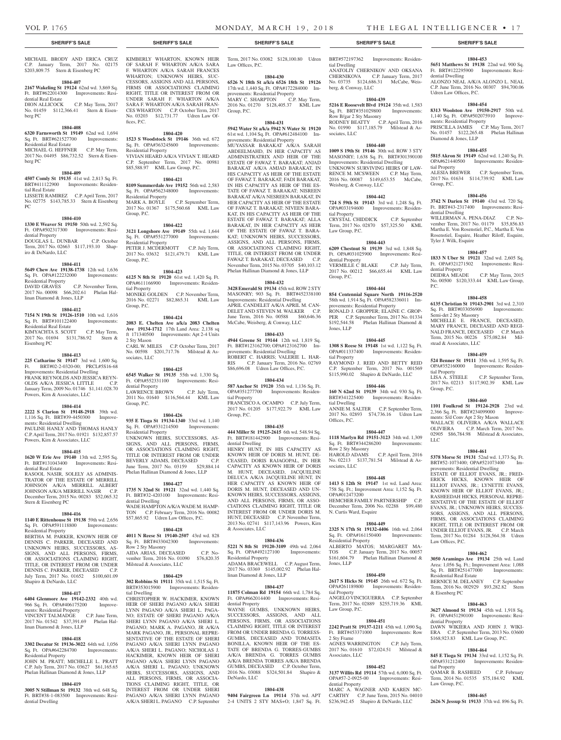MICHAEL BRODY AND ERICA CRUZ C.P. January Term, 2017 No. 02175 $203,809.75 Stern & Eisenberg PC

**1804-407**

**2167 Wakeling St 19124** 62nd wd. 3,869 Sq. Ft. BRT#622014300 Improvements: Residential Real Estate
DION ALLICOCK C.P. May Term, 2017 No. 01459 $112,366.41 Stern & Eisenberg PC

**1804-408**

**6320 Farnsworth St 19149** 62nd wd. 1,694 Sq. Ft. BRT#621527700 Improvements: Residential Real Estate
MICHAEL G. HEFFNER C.P. May Term, 2017 No. 04495 $86,732.52 Stern & Eisenberg PC

**1804-409**

**4507 Comly St 19135** 41st wd. 2,813 Sq. Ft. BRT#411122900 Improvements: Residential Real Estate
LISSETE RAMIREZ C.P. April Term, 2017 No. 02775 $143,785.33 Stern & Eisenberg PC

**1804-410**

**1330 E Weaver St 19150** 50th wd. 2,592 Sq. Ft. OPA#502317300 Improvements: Residential Property
DOUGLAS L. DUNBAR C.P. October Term, 2017 No. 02663 $117,193.10 Shapiro & DeNardo, LLC

**1804-411**

**5649 Chew Ave 19138-1738** 12th wd. 1,636 Sq. Ft. OPA#122232000 Improvements: Residential Property
DAVID GRAVES C.P. November Term, 2017 No. 00098 $66,202.61 Phelan Hallinan Diamond & Jones, LLP

**1804-412**

**7154 N 19th St 19126-1510** 10th wd. 1,616 Sq. Ft. BRT#101122400 Improvements: Residential Real Estate
KIMYACHTA S. SCOTT C.P. May Term, 2017 No. 01694 $131,786.92 Stern & Eisenberg PC

**1804-413**

**225 Catharine St 19147** 3rd wd. 1,600 Sq. Ft. BRT#02-2-0320-00; PRCL#5S16-68 Improvements: Residential Dwelling
FRANK REYNOLDS AND JESSICA REYNOLDS A/K/A JESSICA LITTLE C.P. January Term, 2009 No. 01746 $1,141,028.70 Powers, Kirn & Associates, LLC

**1804-414**

**2222 S Clarion St 19148-2918** 39th wd. 1,116 Sq. Ft. BRT#39-4450300 Improvements: Residential Dwelling
PAULINE HANLY AND THOMAS HANLY C.P. April Term, 2017 No. 01921 $132,857.57 Powers, Kirn & Associates, LLC

**1804-415**

**1620 W Erie Ave 19140** 13th wd. 2,595 Sq. Ft. BRT#131043400 Improvements: Residential Real Estate
RASOOL NASIR, SOLELY AS ADMINISTRATOR OF THE ESTATE OF MERRILL JOHNSON A/K/A MERRILL ALBERT JOHNSON A/K/A MERRILL NASIR C.P. December Term, 2015 No. 00283 $52,065.32 Stern & Eisenberg PC

**1804-416**

**1140 E Rittenhouse St 19138** 59th wd. 2,656 Sq. Ft. OPA#591118800 Improvements: Residential Property
BERTHA M. PARKER, KNOWN HEIR OF DENNIS C. PARKER, DECEASED AND UNKNOWN HEIRS, SUCCESSORS, ASSIGNS, AND ALL PERSONS, FIRMS, OR ASSOCIATIONS CLAIMING RIGHT, TITLE, OR INTEREST FROM OR UNDER DENNIS C. PARKER, DECEASED C.P. July Term, 2017 No. 01652 $100,601.09 Shapiro & DeNardo, LLC

**1804-417**

**6404 Glenmore Ave 19142-2332** 40th wd. 966 Sq. Ft. OPA#406175200 Improvements: Residential Property
VINCENT TALMADGE C.P. June Term, 2017 No. 01542 $37,391.69 Phelan Hallinan Diamond & Jones, LLP

**1804-418**

**3302 Decatur St 19136-3022** 64th wd. 1,056 Sq. Ft. OPA#642284700 Improvements: Residential Property
JOHN M. PRATT; MICHELLE L. PRATT C.P. July Term, 2017 No. 03627 $61,165.65 Phelan Hallinan Diamond & Jones, LLP

**1804-419**

**3005 N Stillman St 19132** 38th wd. 648 Sq. Ft. BRT#38-1-083500 Improvements: Residential Dwelling
KIMBERLY WHARTON, KNOWN HEIR OF SARAH F. WHARTON A/K/A SARA F. WHARTON A/K/A SARAH FRANCES WHARTON; UNKNOWN HEIRS, SUCCESSORS, ASSIGNS AND ALL PERSONS, FIRMS OR ASSOCIATIONS CLAIMING RIGHT, TITLE OR INTEREST FROM OR UNDER SARAH F. WHARTON A/K/A SARA F. WHARTON A/K/A SARAH FRANCES WHARTON C.P. October Term, 2017 No. 03203 $12,731.77 Udren Law Offices, P.C.

**1804-420**

**1523 S Woodstock St 19146** 36th wd. 672 Sq. Ft. OPA#363245600 Improvements: Residential Property
VIVIAN HEARD A/K/A VIVIAN T. HEARD C.P. September Term, 2017 No. 00981 $85,588.97 KML Law Group, P.C.

**1804-421**

**8109 Summerdale Ave 19152** 56th wd. 2,583 Sq. Ft. OPA#562348000 Improvements: Residential Property
MARK A. BOYLE C.P. September Term, 2017 No. 01367 $175,560.68 KML Law Group, P.C.

**1804-422**

**3121 Longshore Ave 19149** 55th wd. 1,644 Sq. Ft. OPA#551277000 Improvements: Residential Property
PETER J. MCDERMOTT C.P. July Term, 2017 No. 03632 $121,479.71 KML Law Group, P.C.

**1804-423**

**6125 N 8th St 19120** 61st wd. 1,420 Sq. Ft. OPA#611166900 Improvements: Residential Property
MONIKE GOLDEN C.P. November Term, 2016 No. 02271 $82,865.31 KML Law Group, P.C.

**1804-424**

**2083 E. Chelten Ave a/k/a 2083 Chelten Ave 19134-1712** 17th Land Area: 2,138 sq ft 171340500 Improvements: Apt 2-4 Units 2 Sty Mason
CARL W. MILES C.P. October Term, 2017 No. 00598 $201,717.76 Milstead & Associates, LLC

**1804-425**

**6545 Walker St 19135** 55th wd. 1,330 Sq. Ft. OPA#552331100 Improvements: Residential Property
LAWRENCE BROWN C.P. July Term, 2011 No. 01640 $116,564.44 KML Law Group, P.C.

**1804-426**

**935 E Tioga St 19134-1340** 33rd wd. 1,140 Sq. Ft. OPA#331214500 Improvements: Residential Property
UNKNOWN HEIRS, SUCCESSORS, ASSIGNS, AND ALL PERSONS, FIRMS, OR ASSOCIATIONS CLAIMING RIGHT, TITLE OR INTEREST FROM OR UNDER BEVERLY ADAMS, DECEASED C.P. June Term, 2017 No. 03159 $29,884.14 Phelan Hallinan Diamond & Jones, LLP

**1804-427**

**1735 N 32nd St 19121** 32nd wd. 1,440 Sq. Ft. BRT#32-4203100 Improvements: Residential Dwelling
WADE HAMPTON A/K/A WADE M. HAMPTON C.P. February Term, 2016 No. 00082 $57,865.92 Udren Law Offices, P.C.

**1804-428**

**4011 N Reese St 19140-2507** 43rd wd. 828 Sq. Ft. BRT#433042300 Improvements: Row 2 Sty Masonry
AIDA ARIAS, DECEASED C.P. November Term, 2016 No. 01090 $76,820.35 Milstead & Associates, LLC

**1804-429**

**302 Robbins St 19111** 35th wd. 1,515 Sq. Ft. BRT#353015900 Improvements: Residential Dwelling
CHRISTOPHER W. HACKIMER, KNOWN HEIR OF SHERI PAGANO A/K/A SHERI LYNN PAGANO A/K/A SHERI L. PAGANO; ESTATE OF SHERI PAGANO A/K/A SHERI LYNN PAGANO A/K/A SHERI L. PAGANO; MARK A. PAGANO, JR A/K/A MARK PAGANO, JR., PERSONAL REPRESENTATIVE OF THE ESTATE OF SHERI PAGANO A/K/A SHERI LYNN PAGANO A/K/A SHERI L. PAGANO; NICHOLAS J. HACKIMER, KNOWN HEIR OF SHERI PAGANO A/K/A SHERI LYNN PAGANO A/K/A SHERI L. PAGANO; UNKNOWN HEIRS, SUCCESSORS, ASSIGNS, AND ALL PERSONS, FIRMS, OR ASSOCIATIONS CLAIMING RIGHT, TITLE, OR INTEREST FROM OR UNDER SHERI PAGANO A/K/A SHERI LYNN PAGANO A/K/A SHERI L. PAGANO C.P. September Term, 2017 No. 03082 $128,100.80 Udren Law Offices, P.C.

**1804-430**

**6526 N 18th St a/k/a 6526 18th St 19126** 17th wd. 1,440 Sq. Ft. OPA#172284000 Improvements: Residential Property
MARY C. SHARPTON C.P. May Term, 2016 No. 01270 $128,405.37 KML Law Group, P.C.

**1804-431**

**5942 Water St a/k/a 5942 N Water St 19120** 61st wd. 1,104 Sq. Ft. OPA#612484100 Improvements: Residential Property
MUYASSAR BARAKAT A/K/A SARAH ABDELMAHD, IN HER CAPACITY AS ADMINISTRATRIX AND HEIR OF THE ESTATE OF FAWAZ T. BARAKAT; ANJAD BARAKAT A/K/A AMJAD BARAKAT, IN HIS CAPACITY AS HEIR OF THE ESTATE OF FAWAZ T. BARAKAT; FADI BARAKAT, IN HIS CAPACITY AS HEIR OF THE ESTATE OF FAWAZ T. BARAKAT; NISREEN BARAKAT A/K/A NESREEN BARAKAT, IN HER CAPACITY AS HEIR OF THE ESTATE OF FAWAZ T. BARAKAT; NIVEEN BARAKAT, IN HIS CAPACITY AS HEIR OF THE ESTATE OF FAWAZ T. BARAKAT; ALLA BARAKAT, IN HER CAPACITY AS HEIR OF THE ESTATE OF FAWAZ T. BARAKAT; UNKNOWN HEIRS, SUCCESSORS, ASSIGNS, AND ALL PERSONS, FIRMS, OR ASSOCIATIONS CLAIMING RIGHT, TITLE, OR INTEREST FROM OR UNDER FAWAZ T. BARAKAT, DECEASED C.P. November Term, 2015 No. 03705 $40,103.12 Phelan Hallinan Diamond & Jones, LLP

**1804-432**

**3428 Emerald St 19134** 45th wd. ROW 2 STY MASONRY; 903 Sq. Ft. BRT#452338100 Improvements: Residential Dwelling
APRIL CANDELET A/K/A APRIL M. CANDELET AND STEVEN M. WALKER C.P. June Term, 2016 No. 00588 $60,646.36 McCabe, Weisberg, & Conway, LLC

**1804-433**

**4944 Greene St 19144** 12th wd. 1,819 Sq. Ft. BRT#123162700; OPA#123162700 Improvements: Residential Dwelling
ROBERT C. HARRIS; VALERIE L. HARRIS C.P. January Term, 2016 No. 02769 $86,696.08 Udren Law Offices, P.C.

**1804-434**

**587 Anchor St 19120** 35th wd. 1,136 Sq. Ft. OPA#351277000 Improvements: Residential Property
FRANCISCO A. OCAMPO C.P. July Term, 2017 No. 01205 $177,922.79 KML Law Group, P.C.

**1804-435**

**444 Miller St 19125-2615** 6th wd. 548.94 Sq. Ft. BRT#181442900 Improvements: Residential Dwelling
HENRY HUNT, IN HIS CAPACITY AS KNOWN HEIR OF DORIS M. HUNT, DECEASED, DORIS RAJAGOPAL, IN HER CAPACITY AS KNOWN HEIR OF DORIS M. HUNT, DECEASED, JACQUELINE DELUCA A/K/A JACQUELINE HUNT, IN HER CAPACITY AS KNOWN HEIR OF DORIS M. HUNT, DECEASED AND UNKNOWN HEIRS, SUCCESSORS, ASSIGNS, AND ALL PERSONS, FIRMS, OR ASSOCIATIONS CLAIMING RIGHT, TITLE OR INTEREST FROM OR UNDER DORIS M. HUNT, DECEASED C.P. November Term, 2013 No. 02741 $117,143.96 Powers, Kirn & Associates, LLC

**1804-436**

**5221 N 8th St 19120-3109** 49th wd. 2,064 Sq. Ft. OPA#492127100 Improvements: Residential Property
ADAMA BRACEWELL C.P. August Term, 2017 No. 03369 $145,002.92 Phelan Hallinan Diamond & Jones, LLP

**1804-437**

**11875 Colman Rd 19154** 66th wd. 1,784 Sq. Ft. OPA#662014400 Improvements: Residential Property
WAYNE GUMBS, UNKNOWN HEIRS, SUCCESSORS, ASSIGNS, AND ALL PERSONS, FIRMS, OR ASSOCIATIONS CLAIMING RIGHT, TITLE OR INTEREST FROM OR UNDER BRENDA G. TORRESS-GUMBS, DECEASED AND TOMASITA BONILLA, KNOWN HEIR OF THE ESTATE OF BRENDA G. TORRES-GUMBS A/K/A BRENDA G. TORRES GUMBS A/K/A BRENDA TORRES A/K/A BRENDA GUMBS, DECEASED C.P. October Term, 2016 No. 03088 $324,501.84 Shapiro & DeNardo, LLC

**1804-438**

**9404 Fairgreen Ln 19114** 57th wd. APT 2-4 UNITS 2 STY MAS+O; 1,847 Sq. Ft. BRT#572197362 Improvements: Residential Dwelling
ANATOLIY CHERNIKOV AND OKSANA CHERNIKOVA C.P. January Term, 2017 No. 03735 $124,686.31 McCabe, Weisberg, & Conway, LLC

**1804-439**

**5216 E Roosevelt Blvd 19124** 35th wd. 1,583 Sq. Ft. BRT#351029800 Improvements: Row B/gar 2 Sty Masonry
RODNEY BEATTY C.P. April Term, 2016 No. 01990 $117,185.79 Milstead & Associates, LLC

**1804-440**

**1009 S 19th St 19146** 30th wd. ROW 3 STY MASONRY; 1,638 Sq. Ft. BRT#301390100 Improvements: Residential Dwelling
UNKNOWN SURVIVING HEIRS OF LAWRENCE M. MCSWEEN C.P. May Term, 2016 No. 00087 $149,653.55 McCabe, Weisberg, & Conway, LLC

**1804-442**

**724 S 59th St 19143** 3rd wd. 1,248 Sq. Ft. OPA#033194600 Improvements: Residential Property
CRYSTAL CHIDDICK C.P. September Term, 2017 No. 02870 $57,325.50 KML Law Group, P.C.

**1804-443**

**6209 Chestnut St 19139** 3rd wd. 1,848 Sq. Ft. OPA#031025900 Improvements: Residential Property
VERMILLE C BLAKE C.P. July Term, 2017 No. 00212 $66,655.44 KML Law Group, P.C.

**1804-444**

**854 Centennial Square North 19116-2520** 58th wd. 1,914 Sq. Ft. OPA#582336011 Improvements: Residential Property
RONALD J. GROPPER; ELAINE C. GROPPER C.P. September Term, 2017 No. 01334 $192,544.58 Phelan Hallinan Diamond & Jones, LLP

**1804-445**

**1308 S Reese St 19148** 1st wd. 1,122 Sq. Ft. OPA#011337400 Improvements: Residential Property
RAYMOND J. REID AND BETTY REID C.P. September Term, 2017 No. 001569 $115,990.02 Shapiro & DeNardo, LLC

**1804-446**

**160 N 62nd St 19139** 34th wd. 930 Sq. Ft. BRT#341225400 Improvements: Residential Dwelling
ANNIE M. SALTER C.P. September Term, 2017 No. 02893 $74,736.16 Udren Law Offices, P.C.

**1804-447**

**1118 Marlyn Rd 19151-3123** 34th wd. 1,309 Sq. Ft. BRT#344286200 Improvements: Row 2 Sty Masonry
HAROLD ADAMS C.P. April Term, 2016 No. 02213 $137,781.54 Milstead & Associates, LLC

**1804-448**

**1413 S 12th St 19147** 1st wd. Land Area: 758 Sq. Ft.; Improvement Area: 1,152 Sq. Ft. OPA#012473200
HEMCHER FAMILY PARTNERSHIP C.P. December Term, 2006 No. 02288 $99,480 N. Curtis Ward, Esquire

**1804-449**

**2325 N 17th St 19132-4406** 16th wd. 2,064 Sq. Ft. OPA#161150400 Improvements: Residential Property
ALBERTO MATOS; MARGARET MATOS C.P. January Term, 2017 No. 00057 $161,604.79 Phelan Hallinan Diamond & Jones, LLP

**1804-450**

**2617 S Hicks St 19145** 26th wd. 672 Sq. Ft. OPA#261189800 Improvements: Residential Property
ANGELO VINCIGUERRA C.P. September Term, 2017 No. 02889 $255,719.36 KML Law Group, P.C.

**1804-451**

**2242 Pratt St 19137-1211** 45th wd. 1,090 Sq. Ft. BRT#453371000 Improvements: Row 2 Sty Frame
AGNES WARRINGTON C.P. July Term, 2017 No. 01610 $72,024.51 Milstead & Associates, LLC

**1804-452**

**3137 Willits Rd 19114** 57th wd. 6,000 Sq. Ft. OPA#57-2-0925-00 Improvements: Residential Property
MARC A. WAGNER AND KAREN MCCARTHY C.P. June Term, 2015 No. 04010 $236,942.45 Shapiro & DeNardo, LLC

**1804-453**

**5651 Matthews St 19138** 22nd wd. 900 Sq. Ft. BRT#122295900 Improvements: Residential Dwelling
ALONZO NEAL A/K/A ALONZO L. NEAL C.P. June Term, 2016 No. 00307 $94,700.06 Udren Law Offices, P.C.

**1804-454**

**8313 Woolston Ave 19150-2917** 50th wd. 1,140 Sq. Ft. OPA#502075910 Improvements: Residential Property
PRISCILLA JAMES C.P. May Term, 2017 No. 01457 $122,265.48 Phelan Hallinan Diamond & Jones, LLP

**1804-455**

**5815 Akron St 19149** 62nd wd. 1,240 Sq. Ft. OPA#621440500 Improvements: Residential Property
ALESIA BREWER C.P. September Term, 2017 No. 01634 $114,739.92 KML Law Group, P.C.

**1804-456**

**3742 N Darien St 19140** 43rd wd. 720 Sq. Ft. BRT#43-2317400 Improvements: Residential Dwelling
WILLERMAN A. PENA-DIAZ C.P. November Term, 2017 No. 01179 $35,856.83 Martha E. Von Rosenstiel, P.C., Martha E. Von Rosenstiel, Esquire, Heather Riloff, Esquire, Tyler J. Wilk, Esquire

**1804-457**

**1833 N Uber St 19121** 32nd wd. 2,605 Sq. Ft. OPA#321271502 Improvements: Residential Property
DEIDRA MEADE C.P. May Term, 2015 No. 00500 $120,333.44 KML Law Group, P.C.

**1804-458**

**6135 Christian St 19143-2901** 3rd wd. 2,310 Sq. Ft. BRT#033056900 Improvements: Semi-det 2 Sty Masonry
MICHELLE E. FRANCE, DECEASED, MARY FRANCE, DECEASED AND REGINALD FRANCE, DECEASED C.P. March Term, 2015 No. 00226 $75,082.84 Milstead & Associates, LLC

**1804-459**

**524 Benner St 19111** 35th wd. 1,595 Sq. Ft. OPA#352160000 Improvements: Residential Property
LISA A. STEELE C.P. September Term, 2017 No. 02213 $117,902.39 KML Law Group, P.C.

**1804-460**

**1101 Foulkrod St 19124-2928** 23rd wd. 2,366 Sq. Ft. BRT#234099000 Improvements: S/d Conv Apt 2 Sty Mason
WALLACE OLIVEIRA A/K/A WALLACE OLIVIERA C.P. March Term, 2017 No. 02905 $86,784.98 Milstead & Associates, LLC

**1804-461**

**5378 Morse St 19131** 52nd wd. 1,373 Sq. Ft. BRT#52-1073400; OPA#521073400 Improvements: Residential Dwelling
ESTATE OF ELLIOT EVANS, JR.; FREDERICK HICKS, KNOWN HEIR OF ELLIOT EVANS, JR.; LYNETTE EVANS, KNOWN HEIR OF ELLIOT EVANS, JR.; RASHEEDAH HICKS, PERSONAL REPRESENTATIVE OF THE ESTATE OF ELLIOT EVANS, JR.; UNKNOWN HEIRS, SUCCESSORS, ASSIGNS, AND ALL PERSONS, FIRMS, OR ASSOCIATIONS CLAIMING RIGHT, TITLE OR INTEREST FROM OR UNDER ELLIOT EVANS, JR. C.P. March Term, 2017 No. 01284 $128,564.38 Udren Law Offices, P.C.

**1804-462**

**3050 Aramingo Ave 19134** 25th wd. Land Area: 1,056 Sq. Ft.; Improvement Area: 1,088 Sq. Ft. BRT#251477000 Improvements: Residential Real Estate
BERNICE M. DELANEY C.P. September Term, 2016 No. 002929 $93,282.82 Stern & Eisenberg PC

**1804-463**

**3627 Almond St 19134** 45th wd. 1,918 Sq. Ft. OPA#451290100 Improvements: Residential Property
DAWN WIKIERA AND JOHN J. WIKIERA C.P. September Term, 2013 No. 03600 $168,923.83 KML Law Group, P.C.

**1804-464**

**845 E Tioga St 19134** 33rd wd. 1,152 Sq. Ft. OPA#331212400 Improvements: Residential Property
QAMAR B. RASHEED C.P. February Term, 2014 No. 01535 $75,184.92 KML Law Group, P.C.

**1804-465**

**2626 N Jessup St 19133** 37th wd. 896 Sq. Ft.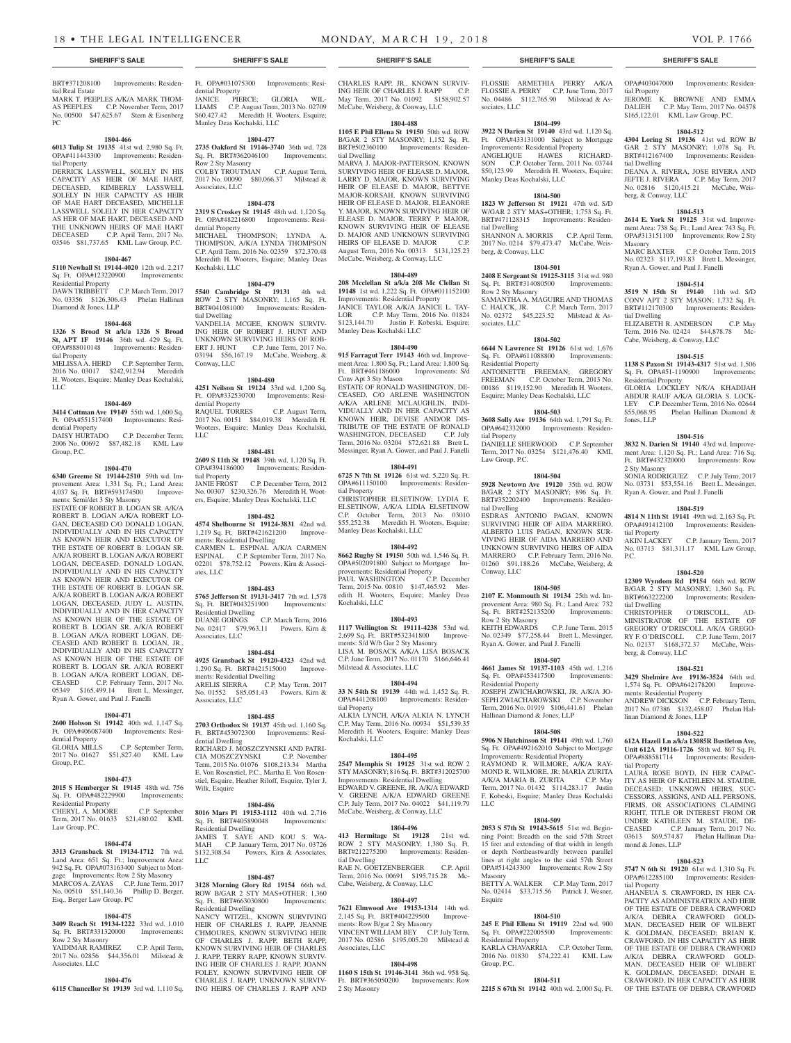## SHERIFF'S SALE

BRT#371208100 Improvements: Residential Real Estate

MARK T. PEEPLES A/K/A MARK THOMAS PEEPLES C.P. November Term, 2017 No. 00500 $47,625.67 Stern & Eisenberg PC

**1804-466**

**6013 Tulip St 19135** 41st wd. 2,980 Sq. Ft. OPA#411443300 Improvements: Residential Property

DERRICK LASSWELL, SOLELY IN HIS CAPACITY AS HEIR OF MAE HART, DECEASED, KIMBERLY LASSWELL SOLELY IN HER CAPACITY AS HEIR OF MAE HART DECEASED, MICHELLE LASSWELL SOLELY IN HER CAPACITY AS HER OF MAE HART, DECEASED AND THE UNKNOWN HEIRS OF MAE HART DECEASED C.P. April Term, 2017 No. 03546 $81,737.65 KML Law Group, P.C.

**1804-467**

**5110 Newhall St 19144-4020** 12th wd. 2,217 Sq. Ft. OPA#123220900 Improvements: Residential Property

DAWN TRIBBETT C.P. March Term, 2017 No. 03356 $126,306.43 Phelan Hallinan Diamond & Jones, LLP

**1804-468**

**1326 S Broad St a/k/a 1326 S Broad St, APT 1F 19146** 36th wd. 429 Sq. Ft. OPA#888010148 Improvements: Residential Property

MELISSA A. HERD C.P. September Term, 2016 No. 03017 $242,912.94 Meredith H. Wooters, Esquire; Manley Deas Kochalski, LLC

**1804-469**

**3414 Cottman Ave 19149** 55th wd. 1,600 Sq. Ft. OPA#551517400 Improvements: Residential Property

DAISY HURTADO C.P. December Term, 2006 No. 00692 $87,482.18 KML Law Group, P.C.

**1804-470**

**6340 Greene St 19144-2510** 59th wd. Improvement Area: 1,331 Sq. Ft.; Land Area: 4,037 Sq. Ft. BRT#593174500 Improvements: Semi/det 3 Sty Masonry

ESTATE OF ROBERT B. LOGAN SR. A/K/A ROBERT B. LOGAN A/K/A ROBERT LOGAN, DECEASED C/O DONALD LOGAN, INDIVIDUALLY AND IN HIS CAPACITY AS KNOWN HEIR AND EXECUTOR OF THE ESTATE OF ROBERT B. LOGAN SR. A/K/A ROBERT B. LOGAN A/K/A ROBERT LOGAN, DECEASED, DONALD LOGAN, INDIVIDUALLY AND IN HIS CAPACITY AS KNOWN HEIR AND EXECUTOR OF THE ESTATE OF ROBERT B. LOGAN SR. A/K/A ROBERT B. LOGAN A/K/A ROBERT LOGAN, DECEASED, JUDY L. AUSTIN, INDIVIDUALLY AND IN HER CAPACITY AS KNOWN HEIR OF THE ESTATE OF ROBERT B. LOGAN SR. A/K/A ROBERT B. LOGAN A/K/A ROBERT LOGAN, DECEASED AND ROBERT B. LOGAN, JR., INDIVIDUALLY AND IN HIS CAPACITY AS KNOWN HEIR OF THE ESTATE OF ROBERT B. LOGAN SR. A/K/A ROBERT B. LOGAN A/K/A ROBERT LOGAN, DECEASED C.P. February Term, 2017 No. 05349 $165,499.14 Brett L. Messinger, Ryan A. Gower, and Paul J. Fanelli

**1804-471**

**2600 Hobson St 19142** 40th wd. 1,147 Sq. Ft. OPA#406087400 Improvements: Residential Property

GLORIA MILLS C.P. September Term, 2017 No. 01627 $51,827.40 KML Law Group, P.C.

**1804-473**

**2015 S Hemberger St 19145** 48th wd. 756 Sq. Ft. OPA#482229900 Improvements: Residential Property

CHERYL A. MOORE C.P. September Term, 2017 No. 01633 $21,480.02 KML Law Group, P.C.

**1804-474**

**3313 Gransback St 19134-1712** 7th wd. Land Area: 651 Sq. Ft.; Improvement Area: 942 Sq. Ft. OPA#073163400 Subject to Mortgage Improvements: Row 2 Sty Masonry

MARCOS A. ZAYAS C.P. June Term, 2017 No. 00510 $51,140.36 Phillip D. Berger, Esq., Berger Law Group, PC

**1804-475**

**3409 Reach St 19134-1222** 33rd wd. 1,010 Sq. Ft. BRT#331320000 Improvements: Row 2 Sty Masonry

YAIDIMAR RAMIREZ C.P. April Term, 2017 No. 02856 $44,356.01 Milstead & Associates, LLC

**1804-476**

**6115 Chancellor St 19139** 3rd wd. 1,110 Sq. Ft. OPA#031075300 Improvements: Residential Property

JANICE PIERCE; GLORIA WILLIAMS C.P. August Term, 2013 No. 02709 $60,427.42 Meredith H. Wooters, Esquire; Manley Deas Kochalski, LLC

**1804-477**

**2735 Oakford St 19146-3740** 36th wd. 728 Sq. Ft. BRT#362046100 Improvements: Row 2 Sty Masonry

COLBY TROUTMAN C.P. August Term, 2017 No. 00090 $80,066.37 Milstead & Associates, LLC

**1804-478**

**2319 S Croskey St 19145** 48th wd. 1,120 Sq. Ft. OPA#482216800 Improvements: Residential Property

MICHAEL THOMPSON; LYNDA A. THOMPSON, A/K/A LYNDA THOMPSON C.P. April Term, 2016 No. 02359 $72,370.48 Meredith H. Wooters, Esquire; Manley Deas Kochalski, LLC

**1804-479**

**5540 Cambridge St 19131** 4th wd. ROW 2 STY MASONRY; 1,165 Sq. Ft. BRT#041081000 Improvements: Residential Dwelling

VANDELIA MCGEE, KNOWN SURVIVING HEIR OF ROBERT J. HUNT AND UNKNOWN SURVIVING HEIRS OF ROBERT J. HUNT C.P. June Term, 2017 No. 03194 $56,167.19 McCabe, Weisberg, & Conway, LLC

**1804-480**

**4251 Neilson St 19124** 33rd wd. 1,200 Sq. Ft. OPA#332530700 Improvements: Residential Property

RAQUEL TORRES C.P. August Term, 2017 No. 00151 $84,019.38 Meredith H. Wooters, Esquire; Manley Deas Kochalski, LLC

**1804-481**

**2609 S 11th St 19148** 39th wd. 1,120 Sq. Ft. OPA#394186000 Improvements: Residential Property

JANIE FROST C.P. December Term, 2012 No. 00307 $230,326.76 Meredith H. Wooters, Esquire; Manley Deas Kochalski, LLC

**1804-482**

**4574 Shelbourne St 19124-3831** 42nd wd. 1,219 Sq. Ft. BRT#421621200 Improvements: Residential Dwelling

CARMEN L. ESPINAL A/K/A CARMEN ESPINAL C.P. September Term, 2017 No. 02201 $78,752.12 Powers, Kirn & Associates, LLC

**1804-483**

**5765 Jefferson St 19131-3417** 7th wd. 1,578 Sq. Ft. BRT#043251900 Improvements: Residential Dwelling

DUANE GOINGS C.P. March Term, 2016 No. 02417 $79,963.11 Powers, Kirn & Associates, LLC

**1804-484**

**4925 Gransback St 19120-4323** 42nd wd. 1,290 Sq. Ft. BRT#421515000 Improvements: Residential Dwelling

ARELIS SIERRA C.P. May Term, 2017 No. 01552 $85,051.43 Powers, Kirn & Associates, LLC

**1804-485**

**2703 Orthodox St 19137** 45th wd. 1,160 Sq. Ft. BRT#453072300 Improvements: Residential Dwelling

RICHARD J. MOSZCZYNSKI AND PATRICIA MOSZCZYNSKI C.P. November Term, 2015 No. 01076 $108,213.34 Martha E. Von Rosenstiel, P.C., Martha E. Von Rosenstiel, Esquire, Heather Riloff, Esquire, Tyler J. Wilk, Esquire

**1804-486**

**8016 Mars Pl 19153-1112** 40th wd. 2,716 Sq. Ft. BRT#405890048 Improvements: Residential Dwelling

JAMES T. SAYE AND KOU S. WAMAH C.P. January Term, 2017 No. 03726 $132,308.54 Powers, Kirn & Associates, LLC

**1804-487**

**3128 Morning Glory Rd 19154** 66th wd. ROW B/GAR 2 STY MAS+OTHER; 1,360 Sq. Ft. BRT#663030800 Improvements: Residential Dwelling

NANCY WITZEL, KNOWN SURVIVING HEIR OF CHARLES J. RAPP, JEANNE CHMOURES, KNOWN SURVIVING HEIR OF CHARLES J. RAPP, BETH RAPP, KNOWN SURVIVING HEIR OF CHARLES J. RAPP, TERRY RAPP, KNOWN SURVIVING HEIR OF CHARLES J. RAPP, JOANN FOLEY, KNOWN SURVIVING HEIR OF CHARLES J. RAPP, UNKNOWN SURVIVING HEIRS OF CHARLES J. RAPP AND CHARLES RAPP, JR., KNOWN SURVIVING HEIR OF CHARLES J. RAPP C.P. May Term, 2017 No. 01092 $158,902.57 McCabe, Weisberg, & Conway, LLC

**1804-488**

**1105 E Phil Ellena St 19150** 50th wd. ROW B/GAR 2 STY MASONRY; 1,152 Sq. Ft. BRT#502360100 Improvements: Residential Dwelling

MARVA J. MAJOR-PATTERSON, KNOWN SURVIVING HEIR OF ELEASE D. MAJOR, LARRY D. MAJOR, KNOWN SURVIVING HEIR OF ELEASE D. MAJOR, ELEANORE MAJOR, KNOWN SURVIVING HEIR OF ELEASE D. MAJOR, BETTYE MAJOR-KORSAH, KNOWN SURVIVING HEIR OF ELEASE D. MAJOR, ANTHONY Y. MAJOR, KNOWN SURVIVING HEIR OF ELEASE D. MAJOR, TERRY P. MAJOR, KNOWN SURVIVING HEIR OF ELEASE D. MAJOR AND UNKNOWN SURVIVING HEIRS OF ELEASE D. MAJOR C.P. August Term, 2016 No. 00313 $131,125.23 McCabe, Weisberg, & Conway, LLC

**1804-489**

**208 Mcclellan St a/k/a 208 Mc Clellan St 19148** 1st wd. 1,222 Sq. Ft. OPA#011152100 Improvements: Residential Property

JANICE TAYLOR A/K/A JANICE L. TAYLOR C.P. May Term, 2016 No. 01824 $123,144.70 Justin F. Kobeski, Esquire; Manley Deas Kochalski LLC

**1804-490**

**915 Farragut Terr 19143** 46th wd. Improvement Area: 1,800 Sq. Ft.; Land Area: 1,800 Sq. Ft. BRT#461186000 Improvements: S/d Conv Apt 3 Sty Mason

ESTATE OF RONALD WASHINGTON, DECEASED, C/O ARLENE WASHINGTON A/K/A ARLENE MCLAUGHLIN, INDIVIDUALLY AND IN HER CAPACITY AS KNOWN HEIR, DEVISE AND/OR DISTRIBUTE OF THE ESTATE OF RONALD WASHINGTON, DECEASED C.P. July Term, 2016 No. 03204 $72,621.88 Brett L. Messinger, Ryan A. Gower, and Paul J. Fanelli

**1804-491**

**6725 N 7th St 19126** 61st wd. 5,220 Sq. Ft. OPA#611150100 Improvements: Residential Property

CHRISTOPHER ELSETINOW; LYDIA E. ELSETINOW, A/K/A LIDIA ELSETINOW C.P. October Term, 2013 No. 03010 $55,252.38 Meredith H. Wooters, Esquire; Manley Deas Kochalski LLC

**1804-492**

**8662 Rugby St 19150** 50th wd. 1,546 Sq. Ft. OPA#502091800 Subject to Mortgage Improvements: Residential Property

PAUL WASHINGTON C.P. December Term, 2015 No. 00810 $147,465.92 Meredith H. Wooters, Esquire; Manley Deas Kochalski, LLC

**1804-493**

**1117 Wellington St 19111-4238** 53rd wd. 2,699 Sq. Ft. BRT#532341800 Improvements: S/d W/b Gar 2 Sty Masonry

LISA M. BOSACK A/K/A LISA BOSACK C.P. June Term, 2017 No. 01170 $166,646.41 Milstead & Associates, LLC

**1804-494**

**33 N 54th St 19139** 44th wd. 1,452 Sq. Ft. OPA#441208100 Improvements: Residential Property

ALKIA LYNCH, A/K/A ALKIA N. LYNCH C.P. May Term, 2016 No. 00934 $51,539.35 Meredith H. Wooters, Esquire; Manley Deas Kochalski, LLC

**1804-495**

**2547 Memphis St 19125** 31st wd. ROW 2 STY MASONRY; 816 Sq. Ft. BRT#312025700 Improvements: Residential Dwelling

EDWARD V. GREENE, JR. A/K/A EDWARD V. GREENE A/K/A EDWARD GREENE C.P. July Term, 2017 No. 04022 $41,119.79 McCabe, Weisberg, & Conway, LLC

**1804-496**

**413 Hermitage St 19128** 21st wd. ROW 2 STY MASONRY; 1,380 Sq. Ft. BRT#212275200 Improvements: Residential Dwelling

RAE N. GOETZENBERGER C.P. April Term, 2016 No. 00691 $195,715.28 McCabe, Weisberg, & Conway, LLC

**1804-497**

**7621 Elmwood Ave 19153-1314** 14th wd. 2,145 Sq. Ft. BRT#404229500 Improvements: Row B/gar 2 Sty Masonry

VINCENT WILLIAM BEY C.P. July Term, 2017 No. 02586 $195,005.20 Milstead & Associates, LLC

**1804-498**

**1160 S 15th St 19146-3141** 36th wd. 958 Sq. Ft. BRT#365050200 Improvements: Row 2 Sty Masonry

FLOSSIE ARMETHIA PERRY A/K/A FLOSSIE A. PERRY C.P. June Term, 2017 No. 04486 $112,765.90 Milstead & Associates, LLC

**1804-499**

**3922 N Darien St 19140** 43rd wd. 1,120 Sq. Ft. OPA#433131000 Subject to Mortgage Improvements: Residential Property

ANGELIQUE HAWES RICHARDSON C.P. October Term, 2011 No. 03744 $50,123.99 Meredith H. Wooters, Esquire; Manley Deas Kochalski, LLC

**1804-500**

**1823 W Jefferson St 19121** 47th wd. S/D W/GAR 2 STY MAS+OTHER; 1,753 Sq. Ft. BRT#471128315 Improvements: Residential Dwelling

SHANNON A. MORRIS C.P. April Term, 2017 No. 0214 $79,473.47 McCabe, Weisberg, & Conway, LLC

**1804-501**

**2408 E Sergeant St 19125-3115** 31st wd. 980 Sq. Ft. BRT#314080500 Improvements: Row 2 Sty Masonry

SAMANTHA A. MAGUIRE AND THOMAS C. HAUCK, JR. C.P. March Term, 2017 No. 02372 $45,223.52 Milstead & Associates, LLC

**1804-502**

**6644 N Lawrence St 19126** 61st wd. 1,676 Sq. Ft. OPA#611088800 Improvements: Residential Property

ANTOINETTE FREEMAN; GREGORY FREEMAN C.P. October Term, 2013 No. 00186 $119,152.90 Meredith H. Wooters, Esquire; Manley Deas Kochalski LLC

**1804-503**

**3608 Solly Ave 19136** 64th wd. 1,791 Sq. Ft. OPA#642332000 Improvements: Residential Property

DANIELLE SHERWOOD C.P. September Term, 2017 No. 03254 $121,476.40 KML Law Group, P.C.

**1804-504**

**5928 Newtown Ave 19120** 35th wd. ROW B/GAR 2 STY MASONRY; 896 Sq. Ft. BRT#352202400 Improvements: Residential Dwelling

ESDRAS ANTONIO PAGAN, KNOWN SURVIVING HEIR OF AIDA MARRERO, ALBERTO LUIS PAGAN, KNOWN SURVIVING HEIR OF AIDA MARRERO AND UNKNOWN SURVIVING HEIRS OF AIDA MARRERO C.P. February Term, 2016 No. 01260 $91,188.26 McCabe, Weisberg, & Conway, LLC

**1804-505**

**2107 E. Monmouth St 19134** 25th wd. Improvement Area: 980 Sq. Ft.; Land Area: 732 Sq. Ft. BRT#252135200 Improvements: Row 2 Sty Masonry

KEITH EDWARDS C.P. June Term, 2015 No. 02349 $77,258.44 Brett L. Messinger, Ryan A. Gower, and Paul J. Fanelli

**1804-507**

**4661 James St 19137-1103** 45th wd. 1,216 Sq. Ft. OPA#453417500 Improvements: Residential Property

JOSEPH ZWICHAROWSKI, JR. A/K/A JOSEPH ZWIACHAROWSKI C.P. November Term, 2016 No. 01919 $106,441.61 Phelan Hallinan Diamond & Jones, LLP

**1804-508**

**5906 N Hutchinson St 19141** 49th wd. 1,760 Sq. Ft. OPA#492162010 Subject to Mortgage Improvements: Residential Property

RAYMOND R. WILMORE, A/K/A RAYMOND R. WILMORE, JR; MARIA ZURITA A/K/A MARIA B. ZURITA C.P. May Term, 2017 No. 01432 $114,283.17 Justin F. Kobeski, Esquire; Manley Deas Kochalski LLC

**1804-509**

**2053 S 57th St 19143-5615** 51st wd. Beginning Point: Breadth on the said 57th Street 15 feet and extending of that width in length or depth Northeastwardly between parallel lines at right angles to the said 57th Street OPA#514243300 Improvements: Row 2 Sty Masonry

BETTY A. WALKER C.P. May Term, 2017 No. 02414 $33,715.56 Patrick J. Wesner, Esquire

**1804-510**

**245 E Phil Ellena St 19119** 22nd wd. 900 Sq. Ft. OPA#222005500 Improvements: Residential Property

KARLA CHAVARRIA C.P. October Term, 2016 No. 01830 $74,222.41 KML Law Group, P.C.

**1804-511**

**2215 S 67th St 19142** 40th wd. 2,000 Sq. Ft. OPA#403047000 Improvements: Residential Property

JEROME K. BROWNE AND EMMA DALIEH C.P. May Term, 2017 No. 04578 $165,122.01 KML Law Group, P.C.

**1804-512**

**4304 Loring St 19136** 41st wd. ROW B/GAR 2 STY MASONRY; 1,078 Sq. Ft. BRT#412167400 Improvements: Residential Dwelling

DEANA A. RIVERA, JOSE RIVERA AND JEFTE J. RIVERA C.P. May Term, 2017 No. 02816 $120,415.21 McCabe, Weisberg, & Conway, LLC

**1804-513**

**2614 E. York St 19125** 31st wd. Improvement Area: 738 Sq. Ft.; Land Area: 743 Sq. Ft. OPA#313151100 Improvements: Row 2 Sty Masonry

MARC BAXTER C.P. October Term, 2015 No. 02323 $117,193.83 Brett L. Messinger, Ryan A. Gower, and Paul J. Fanelli

**1804-514**

**3519 N 15th St 19140** 11th wd. S/D CONV APT 2 STY MASON; 1,732 Sq. Ft. BRT#112170300 Improvements: Residential Dwelling

ELIZABETH R. ANDERSON C.P. May Term, 2016 No. 02424 $44,878.78 McCabe, Weisberg, & Conway, LLC

**1804-515**

**1138 S Paxon St 19143-4317** 51st wd. 1,506 Sq. Ft. OPA#51-1190900 Improvements: Residential Property

GLORIA LOCKLEY N/K/A KHADIJAH ABDUR RAUF A/K/A GLORIA S. LOCKLEY C.P. December Term, 2016 No. 02644 $55,068.95 Phelan Hallinan Diamond & Jones, LLP

**1804-516**

**3832 N. Darien St 19140** 43rd wd. Improvement Area: 1,120 Sq. Ft.; Land Area: 716 Sq. Ft. BRT#432320000 Improvements: Row 2 Sty Masonry

SONIA RODRIGUEZ C.P. July Term, 2017 No. 03731 $53,554.16 Brett L. Messinger, Ryan A. Gower, and Paul J. Fanelli

**1804-519**

**4814 N 11th St 19141** 49th wd. 2,163 Sq. Ft. OPA#491412100 Improvements: Residential Property

AKIN LACKEY C.P. January Term, 2017 No. 03713 $81,311.17 KML Law Group, P.C.

**1804-520**

**12309 Wyndom Rd 19154** 66th wd. ROW B/GAR 2 STY MASONRY; 1,360 Sq. Ft. BRT#663222200 Improvements: Residential Dwelling

CHRISTOPHER O'DRISCOLL, ADMINISTRATOR OF THE ESTATE OF GREGORY O'DRISCOLL A/K/A GREGORY F. O'DRISCOLL C.P. June Term, 2017 No. 02137 $168,372.37 McCabe, Weisberg, & Conway, LLC

**1804-521**

**3429 Shelmire Ave 19136-3524** 64th wd. 1,574 Sq. Ft. OPA#642178200 Improvements: Residential Property

ANDREW DICKSON C.P. February Term, 2017 No. 07386 $132,458.07 Phelan Hallinan Diamond & Jones, LLP

**1804-522**

**612A Hazell Ln a/k/a 13085R Bustleton Ave, Unit 612A 19116-1726** 58th wd. 867 Sq. Ft. OPA#888581714 Improvements: Residential Property

LAURA ROSE BOYD, IN HER CAPACITY AS HEIR OF KATHLEEN M. STAUDE, DECEASED; UNKNOWN HEIRS, SUCCESSORS, ASSIGNS, AND ALL PERSONS, FIRMS, OR ASSOCIATIONS CLAIMING RIGHT, TITLE OR INTEREST FROM OR UNDER KATHLEEN M. STAUDE, DECEASED C.P. January Term, 2017 No. 03613 $69,574.87 Phelan Hallinan Diamond & Jones, LLP

**1804-523**

**5747 N 6th St 19120** 61st wd. 1,310 Sq. Ft. OPA#612285100 Improvements: Residential Property

AHANEUA S. CRAWFORD, IN HER CAPACITY AS ADMINISTRATRIX AND HEIR OF THE ESTATE OF DEBRA CRAWFORD A/K/A DEBRA CRAWFORD GOLDMAN, DECEASED HEIR OF WLIBERT K. GOLDMAN, DECEASED; BRIAN K. CRAWFORD, IN HIS CAPACITY AS HEIR OF THE ESTATE OF DEBRA CRAWFORD A/K/A DEBRA CRAWFORD GOLDMAN, DECEASED HEIR OF WLIBERT K. GOLDMAN, DECEASED; DINAH E. CRAWFORD, IN HER CAPACITY AS HEIR OF THE ESTATE OF DEBRA CRAWFORD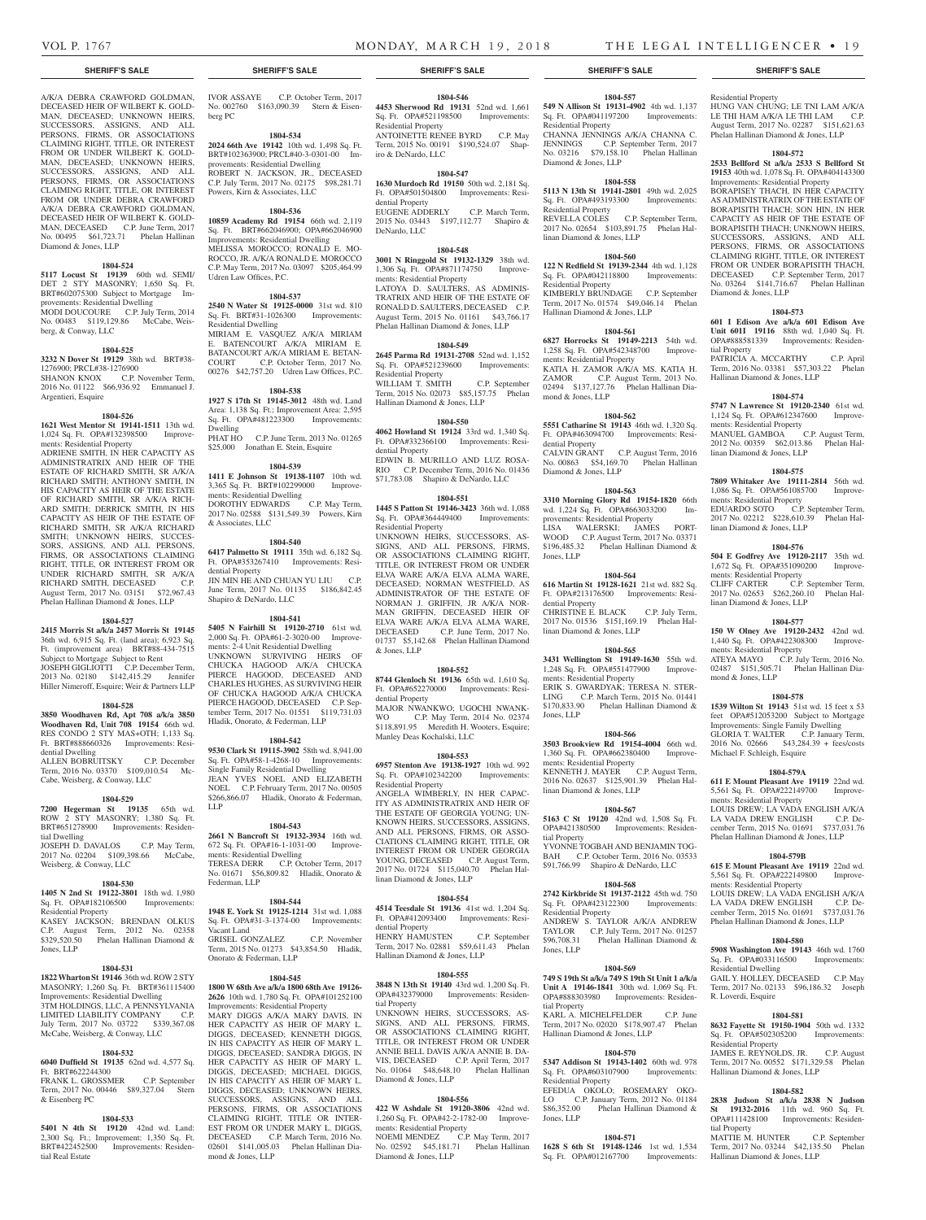## SHERIFF'S SALE

A/K/A DEBRA CRAWFORD GOLDMAN, DECEASED HEIR OF WILBERT K. GOLDMAN, DECEASED; UNKNOWN HEIRS, SUCCESSORS, ASSIGNS, AND ALL PERSONS, FIRMS, OR ASSOCIATIONS CLAIMING RIGHT, TITLE, OR INTEREST FROM OR UNDER WILBERT K. GOLDMAN, DECEASED; UNKNOWN HEIRS, SUCCESSORS, ASSIGNS, AND ALL PERSONS, FIRMS, OR ASSOCIATIONS CLAIMING RIGHT, TITLE, OR INTEREST FROM OR UNDER DEBRA CRAWFORD A/K/A DEBRA CRAWFORD GOLDMAN, DECEASED HEIR OF WILBERT K. GOLDMAN, DECEASED C.P. June Term, 2017 No. 00495 $61,723.71 Phelan Hallinan Diamond & Jones, LLP

**1804-524**

**5117 Locust St 19139** 60th wd. SEMI/DET 2 STY MASONRY; 1,650 Sq. Ft. BRT#602075300 Subject to Mortgage Improvements: Residential Dwelling
MODI DOUCOURE C.P. July Term, 2014 No. 00483 $119,129.86 McCabe, Weisberg, & Conway, LLC

**1804-525**

**3232 N Dover St 19129** 38th wd. BRT#38-1276900; PRCL#38-1276900
SHANON KNOX C.P. November Term, 2016 No. 01122 $66,936.92 Emmanuel J. Argentieri, Esquire

**1804-526**

**1621 West Mentor St 19141-1511** 13th wd. 1,024 Sq. Ft. OPA#132398500 Improvements: Residential Property
ADRIENE SMITH, IN HER CAPACITY AS ADMINISTRATRIX AND HEIR OF THE ESTATE OF RICHARD SMITH, SR A/K/A RICHARD SMITH; ANTHONY SMITH, IN HIS CAPACITY AS HEIR OF THE ESTATE OF RICHARD SMITH, SR A/K/A RICHARD SMITH; DERRICK SMITH, IN HIS CAPACITY AS HEIR OF THE ESTATE OF RICHARD SMITH, SR A/K/A RICHARD SMITH; UNKNOWN HEIRS, SUCCESSORS, ASSIGNS, AND ALL PERSONS, FIRMS, OR ASSOCIATIONS CLAIMING RIGHT, TITLE, OR INTEREST FROM OR UNDER RICHARD SMITH, SR A/K/A RICHARD SMITH, DECEASED C.P. August Term, 2017 No. 03151 $72,967.43 Phelan Hallinan Diamond & Jones, LLP

**1804-527**

**2415 Morris St a/k/a 2457 Morris St 19145** 36th wd. 6,915 Sq. Ft. (land area); 6,923 Sq. Ft. (improvement area) BRT#88-434-7515 Subject to Mortgage Subject to Rent
JOSEPH GIGLIOTTI C.P. December Term, 2013 No. 02180 $142,415.29 Jennifer Hiller Nimeroff, Esquire; Weir & Partners LLP

**1804-528**

**3850 Woodhaven Rd, Apt 708 a/k/a 3850 Woodhaven Rd, Unit 708 19154** 66th wd. RES CONDO 2 STY MAS+OTH; 1,133 Sq. Ft. BRT#888660326 Improvements: Residential Dwelling
ALLEN BOBRUITSKY C.P. December Term, 2016 No. 03370 $109,010.54 McCabe, Weisberg, & Conway, LLC

**1804-529**

**7200 Hegerman St 19135** 65th wd. ROW 2 STY MASONRY; 1,380 Sq. Ft. BRT#651278900 Improvements: Residential Dwelling
JOSEPH D. DAVALOS C.P. May Term, 2017 No. 02204 $109,398.66 McCabe, Weisberg, & Conway, LLC

**1804-530**

**1405 N 2nd St 19122-3801** 18th wd. 1,980 Sq. Ft. OPA#182106500 Improvements: Residential Property
KASEY JACKSON; BRENDAN OLKUS C.P. August Term, 2012 No. 02358 $329,520.50 Phelan Hallinan Diamond & Jones, LLP

**1804-531**

**1822 Wharton St 19146** 36th wd. ROW 2 STY MASONRY; 1,260 Sq. Ft. BRT#361115400 Improvements: Residential Dwelling
3TM HOLDINGS, LLC, A PENNSYLVANIA LIMITED LIABILITY COMPANY C.P. July Term, 2017 No. 03722 $339,367.08 McCabe, Weisberg, & Conway, LLC

**1804-532**

**6040 Duffield St 19135** 62nd wd. 4,577 Sq. Ft. BRT#622244300
FRANK L. GROSSMER C.P. September Term, 2017 No. 00446 $89,327.04 Stern & Eisenberg PC

**1804-533**

**5401 N 4th St 19120** 42nd wd. Land: 2,300 Sq. Ft.; Improvement: 1,350 Sq. Ft. BRT#422452500 Improvements: Residential Real Estate
IVOR ASSAYE C.P. October Term, 2017 No. 002760 $163,090.39 Stern & Eisenberg PC

**1804-534**

**2024 66th Ave 19142** 10th wd. 1,498 Sq. Ft. BRT#102363900; PRCL#40-3-0301-00 Improvements: Residential Dwelling
ROBERT N. JACKSON, JR., DECEASED C.P. July Term, 2017 No. 02175 $98,281.71 Powers, Kirn & Associates, LLC

**1804-536**

**10859 Academy Rd 19154** 66th wd. 2,119 Sq. Ft. BRT#662046900; OPA#662046900 Improvements: Residential Dwelling
MELISSA MOROCCO; RONALD E. MOROCCO, JR. A/K/A RONALD E. MOROCCO C.P. May Term, 2017 No. 03097 $205,464.99 Udren Law Offices, P.C.

**1804-537**

**2540 N Water St 19125-0000** 31st wd. 810 Sq. Ft. BRT#31-1026300 Improvements: Residential Dwelling
MIRIAM E. VASQUEZ A/K/A MIRIAM E. BATENCOURT A/K/A MIRIAM E. BATANCOURT A/K/A MIRIAM E. BETANCOURT C.P. October Term, 2017 No. 00276 $42,757.20 Udren Law Offices, P.C.

**1804-538**

**1927 S 17th St 19145-3012** 48th wd. Land Area: 1,138 Sq. Ft.; Improvement Area: 2,595 Sq. Ft. OPA#481223300 Improvements: Dwelling
PHAT HO C.P. June Term, 2013 No. 01265 $25,000 Jonathan E. Stein, Esquire

**1804-539**

**1411 E Johnson St 19138-1107** 10th wd. 3,365 Sq. Ft. BRT#102299000 Improvements: Residential Dwelling
DOROTHY EDWARDS C.P. May Term, 2017 No. 02588 $131,549.39 Powers, Kirn & Associates, LLC

**1804-540**

**6417 Palmetto St 19111** 35th wd. 6,182 Sq. Ft. OPA#353267410 Improvements: Residential Property
JIN MIN HE AND CHUAN YU LIU C.P. June Term, 2017 No. 01135 $186,842.45 Shapiro & DeNardo, LLC

**1804-541**

**5405 N Fairhill St 19120-2710** 61st wd. 2,000 Sq. Ft. OPA#61-2-3020-00 Improvements: 2-4 Unit Residential Dwelling
UNKNOWN SURVIVING HEIRS OF CHUCKA HAGOOD A/K/A CHUCKA PIERCE HAGOOD, DECEASED AND CHARLES HUGHES, AS SURVIVING HEIR OF CHUCKA HAGOOD A/K/A CHUCKA PIERCE HAGOOD, DECEASED C.P. September Term, 2017 No. 01551 $119,731.03 Hladik, Onorato, & Federman, LLP

**1804-542**

**9530 Clark St 19115-3902** 58th wd. 8,941.00 Sq. Ft. OPA#58-1-4268-10 Improvements: Single Family Residential Dwelling
JEAN YVES NOEL AND ELIZABETH NOEL C.P. February Term, 2017 No. 00505 $266,866.07 Hladik, Onorato & Federman, LLP

**1804-543**

**2661 N Bancroft St 19132-3934** 16th wd. 672 Sq. Ft. OPA#16-1-1031-00 Improvements: Residential Dwelling
TERESA DERR C.P. October Term, 2017 No. 01671 $56,809.82 Hladik, Onorato & Federman, LLP

**1804-544**

**1948 E. York St 19125-1214** 31st wd. 1,088 Sq. Ft. OPA#31-3-1374-00 Improvements: Vacant Land
GRISEL GONZALEZ C.P. November Term, 2015 No. 01273 $43,854.50 Hladik, Onorato & Federman, LLP

**1804-545**

**1800 W 68th Ave a/k/a 1800 68th Ave 19126-2626** 10th wd. 1,780 Sq. Ft. OPA#101252100 Improvements: Residential Property
MARY DIGGS A/K/A MARY DAVIS, IN HER CAPACITY AS HEIR OF MARY L. DIGGS, DECEASED; KENNETH DIGGS, IN HIS CAPACITY AS HEIR OF MARY L. DIGGS, DECEASED; SANDRA DIGGS, IN HER CAPACITY AS HEIR OF MARY L. DIGGS, DECEASED; MICHAEL DIGGS, IN HIS CAPACITY AS HEIR OF MARY L. DIGGS, DECEASED; UNKNOWN HEIRS, SUCCESSORS, ASSIGNS, AND ALL PERSONS, FIRMS, OR ASSOCIATIONS CLAIMING RIGHT, TITLE, OR INTEREST FROM OR UNDER MARY L. DIGGS, DECEASED C.P. March Term, 2016 No. 02601 $141,005.03 Phelan Hallinan Diamond & Jones, LLP

**1804-546**

**4453 Sherwood Rd 19131** 52nd wd. 1,661 Sq. Ft. OPA#521198500 Improvements: Residential Property
ANTOINETTE RENEE BYRD C.P. May Term, 2015 No. 00191 $190,524.07 Shapiro & DeNardo, LLC

**1804-547**

**1630 Murdoch Rd 19150** 50th wd. 2,181 Sq. Ft. OPA#501504800 Improvements: Residential Property
EUGENE ADDERLY C.P. March Term, 2015 No. 03443 $197,112.77 Shapiro & DeNardo, LLC

**1804-548**

**3001 N Ringgold St 19132-1329** 38th wd. 1,306 Sq. Ft. OPA#871174750 Improvements: Residential Property
LATOYA D. SAULTERS, AS ADMINISTRATRIX AND HEIR OF THE ESTATE OF RONALD D. SAULTERS, DECEASED C.P. August Term, 2015 No. 01161 $43,766.17 Phelan Hallinan Diamond & Jones, LLP

**1804-549**

**2645 Parma Rd 19131-2708** 52nd wd. 1,152 Sq. Ft. OPA#521239600 Improvements: Residential Property
WILLIAM T. SMITH C.P. September Term, 2015 No. 02073 $85,157.75 Phelan Hallinan Diamond & Jones, LLP

**1804-550**

**4062 Howland St 19124** 33rd wd. 1,340 Sq. Ft. OPA#332366100 Improvements: Residential Property
EDWIN B. MURILLO AND LUZ ROSARIO C.P. December Term, 2016 No. 01436 $71,783.08 Shapiro & DeNardo, LLC

**1804-551**

**1445 S Patton St 19146-3423** 36th wd. 1,088 Sq. Ft. OPA#364449400 Improvements: Residential Property
UNKNOWN HEIRS, SUCCESSORS, ASSIGNS, AND ALL PERSONS, FIRMS, OR ASSOCIATIONS CLAIMING RIGHT, TITLE, OR INTEREST FROM OR UNDER ELVA WARE A/K/A ELVA ALMA WARE, DECEASED; NORMAN WESTFIELD, AS ADMINISTRATOR OF THE ESTATE OF NORMAN J. GRIFFIN, JR A/K/A NORMAN GRIFFIN, DECEASED HEIR OF ELVA WARE A/K/A ELVA ALMA WARE, DECEASED C.P. June Term, 2017 No. 01737 $5,142.68 Phelan Hallinan Diamond & Jones, LLP

**1804-552**

**8744 Glenloch St 19136** 65th wd. 1,610 Sq. Ft. OPA#652270000 Improvements: Residential Property
MAJOR NWANKWO; UGOCHI NWANKWO C.P. May Term, 2014 No. 02374 $118,891.95 Meredith H. Wooters, Esquire; Manley Deas Kochalski, LLC

**1804-553**

**6957 Stenton Ave 19138-1927** 10th wd. 992 Sq. Ft. OPA#102342200 Improvements: Residential Property
ANGELA WIMBERLY, IN HER CAPACITY AS ADMINISTRATRIX AND HEIR OF THE ESTATE OF GEORGIA YOUNG; UNKNOWN HEIRS, SUCCESSORS, ASSIGNS, AND ALL PERSONS, FIRMS, OR ASSOCIATIONS CLAIMING RIGHT, TITLE, OR INTEREST FROM OR UNDER GEORGIA YOUNG, DECEASED C.P. August Term, 2017 No. 01724 $115,040.70 Phelan Hallinan Diamond & Jones, LLP

**1804-554**

**4514 Teesdale St 19136** 41st wd. 1,204 Sq. Ft. OPA#412093400 Improvements: Residential Property
HENRY HAMUSTEN C.P. September Term, 2017 No. 02881 $59,611.43 Phelan Hallinan Diamond & Jones, LLP

**1804-555**

**3848 N 13th St 19140** 43rd wd. 1,200 Sq. Ft. OPA#432379000 Improvements: Residential Property
UNKNOWN HEIRS, SUCCESSORS, ASSIGNS, AND ALL PERSONS, FIRMS, OR ASSOCIATIONS CLAIMING RIGHT, TITLE, OR INTEREST FROM OR UNDER ANNIE BELL DAVIS A/K/A ANNIE B. DAVIS, DECEASED C.P. April Term, 2017 No. 01064 $48,648.10 Phelan Hallinan Diamond & Jones, LLP

**1804-556**

**422 W Ashdale St 19120-3806** 42nd wd. 1,260 Sq. Ft. OPA#42-2-1782-00 Improvements: Residential Property
NOEMI MENDEZ C.P. May Term, 2017 No. 02592 $45,181.71 Phelan Hallinan Diamond & Jones, LLP

**1804-557**

**549 N Allison St 19131-4902** 4th wd. 1,137 Sq. Ft. OPA#041197200 Improvements: Residential Property
CHANNA JENNINGS A/K/A CHANNA C. JENNINGS C.P. September Term, 2017 No. 03216 $79,158.10 Phelan Hallinan Diamond & Jones, LLP

**1804-558**

**5113 N 13th St 19141-2801** 49th wd. 2,025 Sq. Ft. OPA#493193300 Improvements: Residential Property
REVELLA COLES C.P. September Term, 2017 No. 02654 $103,891.75 Phelan Hallinan Diamond & Jones, LLP

**1804-560**

**122 N Redfield St 19139-2344** 4th wd. 1,128 Sq. Ft. OPA#042118800 Improvements: Residential Property
KIMBERLY BRUNDAGE C.P. September Term, 2017 No. 01574 $49,046.14 Phelan Hallinan Diamond & Jones, LLP

**1804-561**

**6827 Horrocks St 19149-2213** 54th wd. 1,258 Sq. Ft. OPA#542348700 Improvements: Residential Property
KATIA H. ZAMOR A/K/A MS. KATIA H. ZAMOR C.P. August Term, 2013 No. 02494 $137,127.76 Phelan Hallinan Diamond & Jones, LLP

**1804-562**

**5551 Catharine St 19143** 46th wd. 1,320 Sq. Ft. OPA#463094700 Improvements: Residential Property
CALVIN GRANT C.P. August Term, 2016 No. 00863 $54,169.70 Phelan Hallinan Diamond & Jones, LLP

**1804-563**

**3310 Morning Glory Rd 19154-1820** 66th wd. 1,224 Sq. Ft. OPA#663033200 Improvements: Residential Property
LISA WALERSKI; JAMES PORTWOOD C.P. August Term, 2017 No. 03371 $196,485.32 Phelan Hallinan Diamond & Jones, LLP

**1804-564**

**616 Martin St 19128-1621** 21st wd. 882 Sq. Ft. OPA#213176500 Improvements: Residential Property
CHRISTINE E. BLACK C.P. July Term, 2017 No. 01536 $151,169.19 Phelan Hallinan Diamond & Jones, LLP

**1804-565**

**3431 Wellington St 19149-1630** 55th wd. 1,248 Sq. Ft. OPA#551477900 Improvements: Residential Property
ERIK S. GWARDYAK; TERESA N. STERLING C.P. March Term, 2015 No. 01441 $170,833.90 Phelan Hallinan Diamond & Jones, LLP

**1804-566**

**3503 Brookview Rd 19154-4004** 66th wd. 1,360 Sq. Ft. OPA#662380400 Improvements: Residential Property
KENNETH J. MAYER C.P. August Term, 2016 No. 02637 $125,901.39 Phelan Hallinan Diamond & Jones, LLP

**1804-567**

**5163 C St 19120** 42nd wd. 1,508 Sq. Ft. OPA#421380500 Improvements: Residential Property
YVONNE TOGBAH AND BENJAMIN TOGBAH C.P. October Term, 2016 No. 03533 $91,766.99 Shapiro & DeNardo, LLC

**1804-568**

**2742 Kirkbride St 19137-2122** 45th wd. 750 Sq. Ft. OPA#423122300 Improvements: Residential Property
ANDREW S. TAYLOR A/K/A ANDREW TAYLOR C.P. July Term, 2017 No. 01257 $96,708.31 Phelan Hallinan Diamond & Jones, LLP

**1804-569**

**749 S 19th St a/k/a 749 S 19th St Unit 1 a/k/a Unit A 19146-1841** 30th wd. 1,069 Sq. Ft. OPA#888303980 Improvements: Residential Property
KARL A. MICHELFELDER C.P. June Term, 2017 No. 02020 $178,907.47 Phelan Hallinan Diamond & Jones, LLP

**1804-570**

**5347 Addison St 19143-1402** 60th wd. 978 Sq. Ft. OPA#603107900 Improvements: Residential Property
EFEDUA OKOLO; ROSEMARY OKOLO C.P. January Term, 2012 No. 01184 $86,352.00 Phelan Hallinan Diamond & Jones, LLP

**1804-571**

**1628 S 6th St 19148-1246** 1st wd. 1,534 Sq. Ft. OPA#012167700 Improvements: Residential Property
HUNG VAN CHUNG; LE TNI LAM A/K/A LE THI HAM A/K/A LE THI LAM C.P. August Term, 2017 No. 02287 $151,621.63 Phelan Hallinan Diamond & Jones, LLP

**1804-572**

**2533 Bellford St a/k/a 2533 S Bellford St 19153** 40th wd. 1,078 Sq. Ft. OPA#404143300 Improvements: Residential Property
BORAPISEY THACH, IN HER CAPACITY AS ADMINISTRATRIX OF THE ESTATE OF BORAPISITH THACH; SON HIN, IN HER CAPACITY AS HEIR OF THE ESTATE OF BORAPISITH THACH; UNKNOWN HEIRS, SUCCESSORS, ASSIGNS, AND ALL PERSONS, FIRMS, OR ASSOCIATIONS CLAIMING RIGHT, TITLE, OR INTEREST FROM OR UNDER BORAPISITH THACH, DECEASED C.P. September Term, 2017 No. 03264 $141,716.67 Phelan Hallinan Diamond & Jones, LLP

**1804-573**

**601 I Edison Ave a/k/a 601 Edison Ave Unit 601I 19116** 88th wd. 1,040 Sq. Ft. OPA#888581339 Improvements: Residential Property
PATRICIA A. MCCARTHY C.P. April Term, 2016 No. 03381 $57,303.22 Phelan Hallinan Diamond & Jones, LLP

**1804-574**

**5747 N Lawrence St 19120-2340** 61st wd. 1,124 Sq. Ft. OPA#612347600 Improvements: Residential Property
MANUEL GAMBOA C.P. August Term, 2012 No. 00359 $62,013.86 Phelan Hallinan Diamond & Jones, LLP

**1804-575**

**7809 Whitaker Ave 19111-2814** 56th wd. 1,086 Sq. Ft. OPA#561085700 Improvements: Residential Property
EDUARDO SOTO C.P. September Term, 2017 No. 02212 $228,610.39 Phelan Hallinan Diamond & Jones, LLP

**1804-576**

**504 E Godfrey Ave 19120-2117** 35th wd. 1,672 Sq. Ft. OPA#351090200 Improvements: Residential Property
CLIFF CARTER C.P. September Term, 2017 No. 02653 $262,260.10 Phelan Hallinan Diamond & Jones, LLP

**1804-577**

**150 W Olney Ave 19120-2432** 42nd wd. 1,440 Sq. Ft. OPA#422308300 Improvements: Residential Property
ATEYA MAYO C.P. July Term, 2016 No. 02487 $151,505.71 Phelan Hallinan Diamond & Jones, LLP

**1804-578**

**1539 Wilton St 19143** 51st wd. 15 feet x 53 feet OPA#512053200 Subject to Mortgage Improvements: Single Family Dwelling
GLORIA T. WALTER C.P. January Term, 2016 No. 02666 $43,284.39 + fees/costs Michael F. Schleigh, Esquire

**1804-579A**

**611 E Mount Pleasant Ave 19119** 22nd wd. 5,561 Sq. Ft. OPA#222149700 Improvements: Residential Property
LOUIS DREW; LA VADA ENGLISH A/K/A LA VADA DREW ENGLISH C.P. December Term, 2015 No. 01691 $737,031.76 Phelan Hallinan Diamond & Jones, LLP

**1804-579B**

**615 E Mount Pleasant Ave 19119** 22nd wd. 5,561 Sq. Ft. OPA#222149800 Improvements: Residential Property
LOUIS DREW; LA VADA ENGLISH A/K/A LA VADA DREW ENGLISH C.P. December Term, 2015 No. 01691 $737,031.76 Phelan Hallinan Diamond & Jones, LLP

**1804-580**

**5908 Washington Ave 19143** 46th wd. 1760 Sq. Ft. OPA#033116500 Improvements: Residential Dwelling
GAIL Y. HOLLEY, DECEASED C.P. May Term, 2017 No. 02133 $96,186.32 Joseph R. Loverdi, Esquire

**1804-581**

**8632 Fayette St 19150-1904** 50th wd. 1332 Sq. Ft. OPA#502305200 Improvements: Residential Property
JAMES E. REYNOLDS, JR. C.P. August Term, 2017 No. 00552 $171,329.58 Phelan Hallinan Diamond & Jones, LLP

**1804-582**

**2838 Judson St a/k/a 2838 N Judson St 19132-2016** 11th wd. 960 Sq. Ft. OPA#111428100 Improvements: Residential Property
MATTIE M. HUNTER C.P. September Term, 2017 No. 03244 $42,135.50 Phelan Hallinan Diamond & Jones, LLP